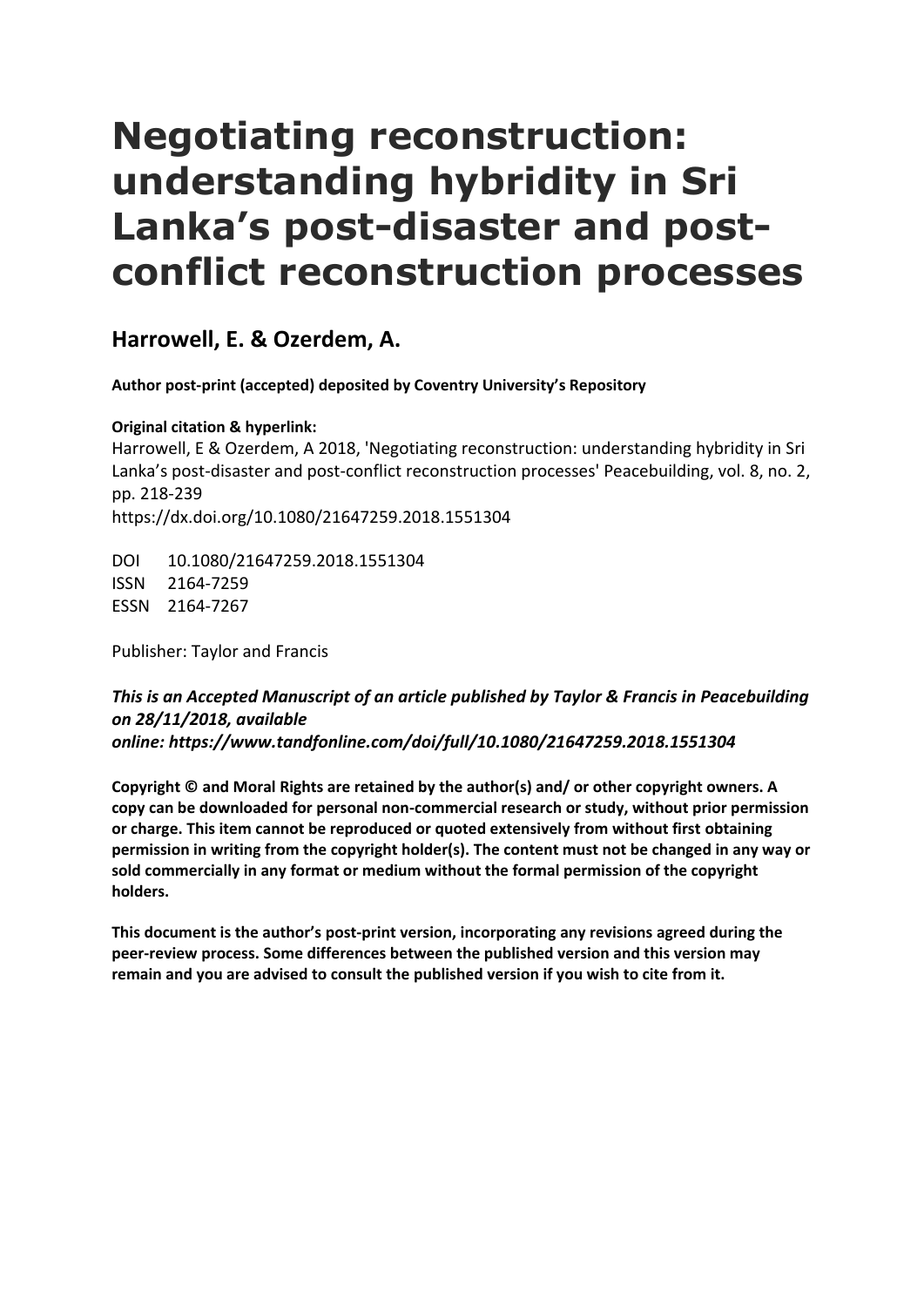# Negotiating reconstruction: understanding hybridity in Sri Lanka's post-disaster and post-conflict reconstruction processes

## Harrowell, E. & Ozerdem, A.

**Author post-print (accepted) deposited by Coventry University's Repository**

**Original citation & hyperlink:**
Harrowell, E & Ozerdem, A 2018, 'Negotiating reconstruction: understanding hybridity in Sri Lanka's post-disaster and post-conflict reconstruction processes' Peacebuilding, vol. 8, no. 2, pp. 218-239
https://dx.doi.org/10.1080/21647259.2018.1551304

DOI 10.1080/21647259.2018.1551304
ISSN 2164-7259
ESSN 2164-7267

Publisher: Taylor and Francis

***This is an Accepted Manuscript of an article published by Taylor & Francis in Peacebuilding on 28/11/2018, available online: https://www.tandfonline.com/doi/full/10.1080/21647259.2018.1551304***

**Copyright © and Moral Rights are retained by the author(s) and/ or other copyright owners. A copy can be downloaded for personal non-commercial research or study, without prior permission or charge. This item cannot be reproduced or quoted extensively from without first obtaining permission in writing from the copyright holder(s). The content must not be changed in any way or sold commercially in any format or medium without the formal permission of the copyright holders.**

**This document is the author's post-print version, incorporating any revisions agreed during the peer-review process. Some differences between the published version and this version may remain and you are advised to consult the published version if you wish to cite from it.**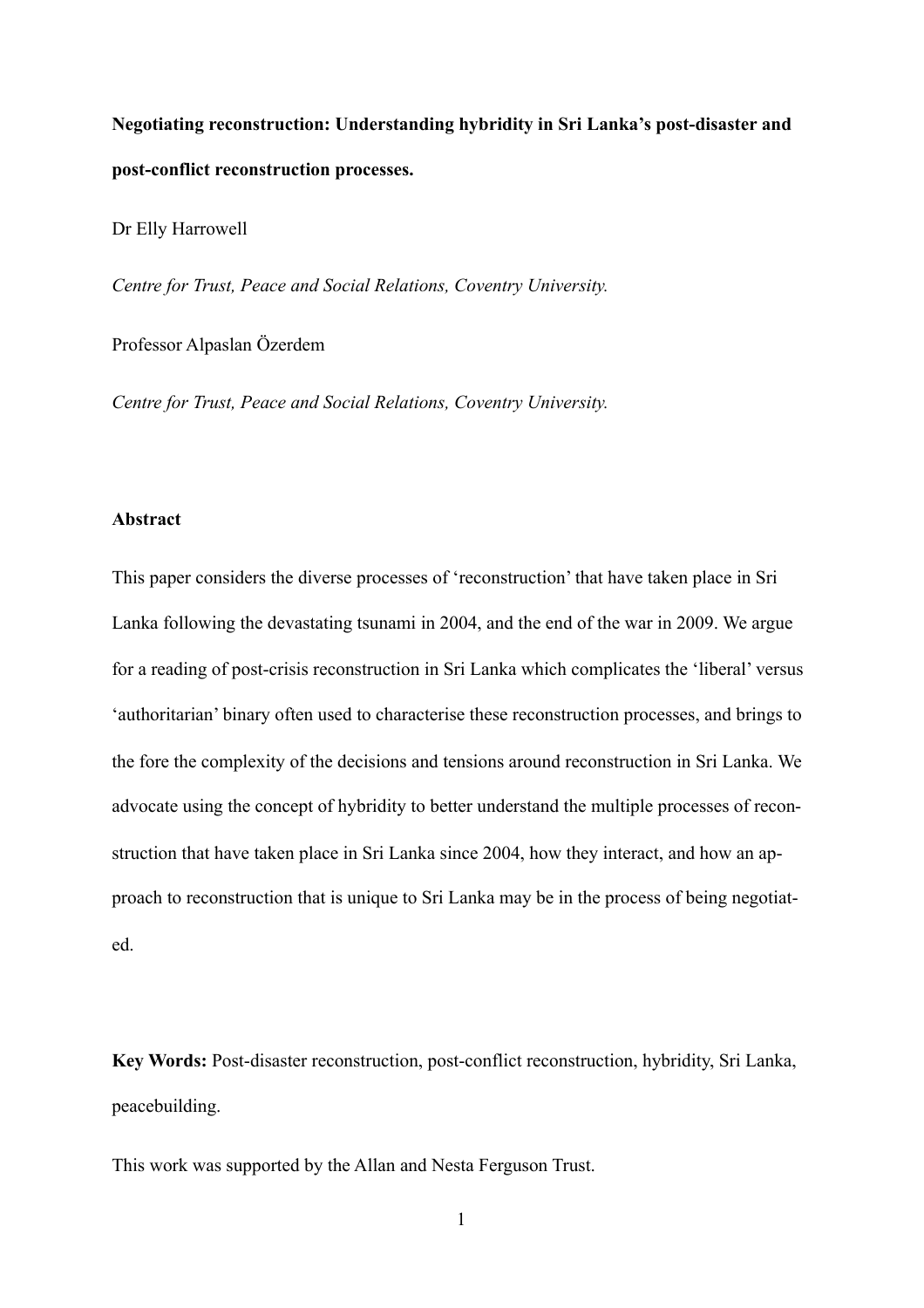**Negotiating reconstruction: Understanding hybridity in Sri Lanka's post-disaster and post-conflict reconstruction processes.**

Dr Elly Harrowell

*Centre for Trust, Peace and Social Relations, Coventry University.*

Professor Alpaslan Özerdem

*Centre for Trust, Peace and Social Relations, Coventry University.*

**Abstract**

This paper considers the diverse processes of 'reconstruction' that have taken place in Sri Lanka following the devastating tsunami in 2004, and the end of the war in 2009. We argue for a reading of post-crisis reconstruction in Sri Lanka which complicates the 'liberal' versus 'authoritarian' binary often used to characterise these reconstruction processes, and brings to the fore the complexity of the decisions and tensions around reconstruction in Sri Lanka. We advocate using the concept of hybridity to better understand the multiple processes of reconstruction that have taken place in Sri Lanka since 2004, how they interact, and how an approach to reconstruction that is unique to Sri Lanka may be in the process of being negotiated.

**Key Words:** Post-disaster reconstruction, post-conflict reconstruction, hybridity, Sri Lanka, peacebuilding.

This work was supported by the Allan and Nesta Ferguson Trust.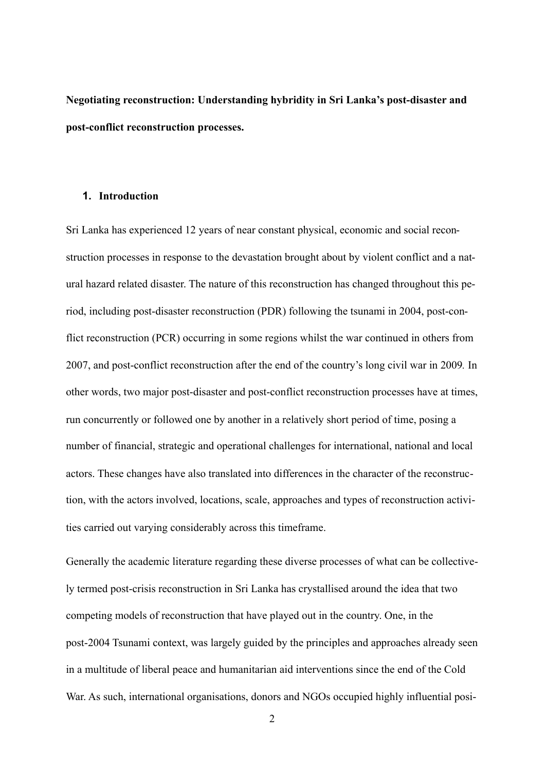**Negotiating reconstruction: Understanding hybridity in Sri Lanka's post-disaster and post-conflict reconstruction processes.**

## 1. Introduction

Sri Lanka has experienced 12 years of near constant physical, economic and social reconstruction processes in response to the devastation brought about by violent conflict and a natural hazard related disaster. The nature of this reconstruction has changed throughout this period, including post-disaster reconstruction (PDR) following the tsunami in 2004, post-conflict reconstruction (PCR) occurring in some regions whilst the war continued in others from 2007, and post-conflict reconstruction after the end of the country's long civil war in 2009*.* In other words, two major post-disaster and post-conflict reconstruction processes have at times, run concurrently or followed one by another in a relatively short period of time, posing a number of financial, strategic and operational challenges for international, national and local actors. These changes have also translated into differences in the character of the reconstruction, with the actors involved, locations, scale, approaches and types of reconstruction activities carried out varying considerably across this timeframe.

Generally the academic literature regarding these diverse processes of what can be collectively termed post-crisis reconstruction in Sri Lanka has crystallised around the idea that two competing models of reconstruction that have played out in the country. One, in the post-2004 Tsunami context, was largely guided by the principles and approaches already seen in a multitude of liberal peace and humanitarian aid interventions since the end of the Cold War. As such, international organisations, donors and NGOs occupied highly influential posi-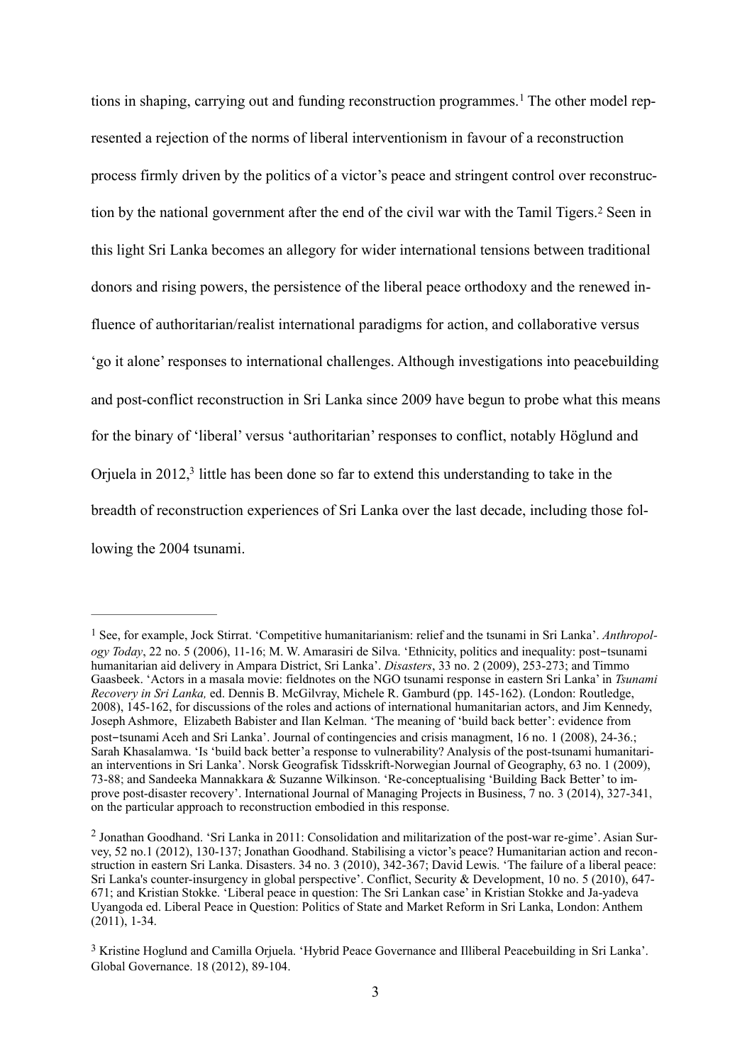tions in shaping, carrying out and funding reconstruction programmes.[1] The other model represented a rejection of the norms of liberal interventionism in favour of a reconstruction process firmly driven by the politics of a victor's peace and stringent control over reconstruction by the national government after the end of the civil war with the Tamil Tigers.[2] Seen in this light Sri Lanka becomes an allegory for wider international tensions between traditional donors and rising powers, the persistence of the liberal peace orthodoxy and the renewed influence of authoritarian/realist international paradigms for action, and collaborative versus 'go it alone' responses to international challenges. Although investigations into peacebuilding and post-conflict reconstruction in Sri Lanka since 2009 have begun to probe what this means for the binary of 'liberal' versus 'authoritarian' responses to conflict, notably Höglund and Orjuela in 2012,[3] little has been done so far to extend this understanding to take in the breadth of reconstruction experiences of Sri Lanka over the last decade, including those following the 2004 tsunami.

---

[1] See, for example, Jock Stirrat. 'Competitive humanitarianism: relief and the tsunami in Sri Lanka'. *Anthropology Today*, 22 no. 5 (2006), 11-16; M. W. Amarasiri de Silva. 'Ethnicity, politics and inequality: post–tsunami humanitarian aid delivery in Ampara District, Sri Lanka'. *Disasters*, 33 no. 2 (2009), 253-273; and Timmo Gaasbeek. 'Actors in a masala movie: fieldnotes on the NGO tsunami response in eastern Sri Lanka' in *Tsunami Recovery in Sri Lanka,* ed. Dennis B. McGilvray, Michele R. Gamburd (pp. 145-162). (London: Routledge, 2008), 145-162, for discussions of the roles and actions of international humanitarian actors, and Jim Kennedy, Joseph Ashmore, Elizabeth Babister and Ilan Kelman. 'The meaning of 'build back better': evidence from post–tsunami Aceh and Sri Lanka'. Journal of contingencies and crisis managment, 16 no. 1 (2008), 24-36.; Sarah Khasalamwa. 'Is 'build back better'a response to vulnerability? Analysis of the post-tsunami humanitarian interventions in Sri Lanka'. Norsk Geografisk Tidsskrift-Norwegian Journal of Geography, 63 no. 1 (2009), 73-88; and Sandeeka Mannakkara & Suzanne Wilkinson. 'Re-conceptualising 'Building Back Better' to improve post-disaster recovery'. International Journal of Managing Projects in Business, 7 no. 3 (2014), 327-341, on the particular approach to reconstruction embodied in this response.

[2] Jonathan Goodhand. 'Sri Lanka in 2011: Consolidation and militarization of the post-war re-gime'. Asian Survey, 52 no.1 (2012), 130-137; Jonathan Goodhand. Stabilising a victor's peace? Humanitarian action and reconstruction in eastern Sri Lanka. Disasters. 34 no. 3 (2010), 342-367; David Lewis. 'The failure of a liberal peace: Sri Lanka's counter-insurgency in global perspective'. Conflict, Security & Development, 10 no. 5 (2010), 647-671; and Kristian Stokke. 'Liberal peace in question: The Sri Lankan case' in Kristian Stokke and Ja-yadeva Uyangoda ed. Liberal Peace in Question: Politics of State and Market Reform in Sri Lanka, London: Anthem (2011), 1-34.

[3] Kristine Hoglund and Camilla Orjuela. 'Hybrid Peace Governance and Illiberal Peacebuilding in Sri Lanka'. Global Governance. 18 (2012), 89-104.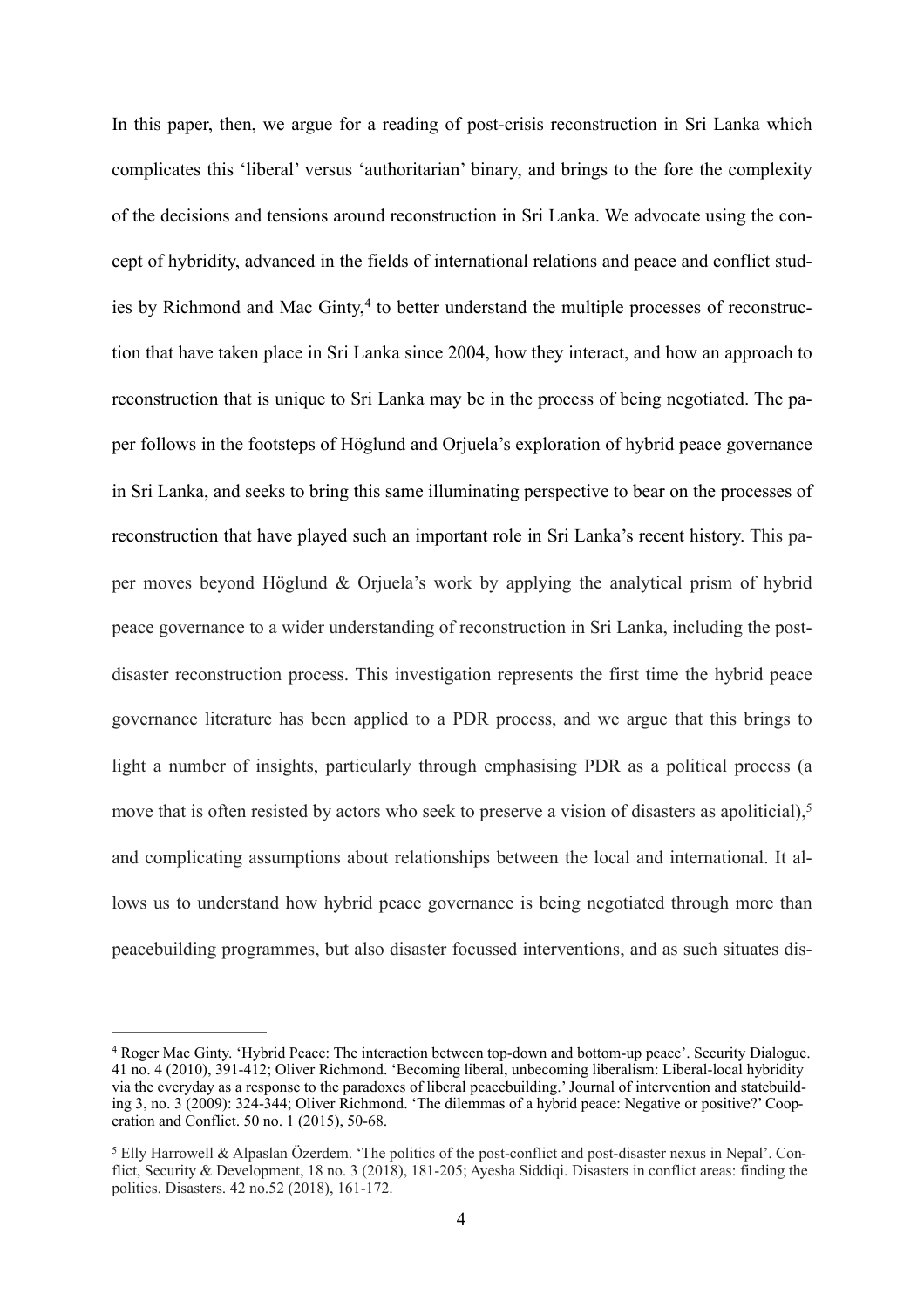In this paper, then, we argue for a reading of post-crisis reconstruction in Sri Lanka which complicates this 'liberal' versus 'authoritarian' binary, and brings to the fore the complexity of the decisions and tensions around reconstruction in Sri Lanka. We advocate using the concept of hybridity, advanced in the fields of international relations and peace and conflict studies by Richmond and Mac Ginty,[4] to better understand the multiple processes of reconstruction that have taken place in Sri Lanka since 2004, how they interact, and how an approach to reconstruction that is unique to Sri Lanka may be in the process of being negotiated. The paper follows in the footsteps of Höglund and Orjuela's exploration of hybrid peace governance in Sri Lanka, and seeks to bring this same illuminating perspective to bear on the processes of reconstruction that have played such an important role in Sri Lanka's recent history. This paper moves beyond Höglund & Orjuela's work by applying the analytical prism of hybrid peace governance to a wider understanding of reconstruction in Sri Lanka, including the post-disaster reconstruction process. This investigation represents the first time the hybrid peace governance literature has been applied to a PDR process, and we argue that this brings to light a number of insights, particularly through emphasising PDR as a political process (a move that is often resisted by actors who seek to preserve a vision of disasters as apoliticial),[5] and complicating assumptions about relationships between the local and international. It allows us to understand how hybrid peace governance is being negotiated through more than peacebuilding programmes, but also disaster focussed interventions, and as such situates dis-

---

[4] Roger Mac Ginty. 'Hybrid Peace: The interaction between top-down and bottom-up peace'. Security Dialogue. 41 no. 4 (2010), 391-412; Oliver Richmond. 'Becoming liberal, unbecoming liberalism: Liberal-local hybridity via the everyday as a response to the paradoxes of liberal peacebuilding.' Journal of intervention and statebuilding 3, no. 3 (2009): 324-344; Oliver Richmond. 'The dilemmas of a hybrid peace: Negative or positive?' Cooperation and Conflict. 50 no. 1 (2015), 50-68.

[5] Elly Harrowell & Alpaslan Özerdem. 'The politics of the post-conflict and post-disaster nexus in Nepal'. Conflict, Security & Development, 18 no. 3 (2018), 181-205; Ayesha Siddiqi. Disasters in conflict areas: finding the politics. Disasters. 42 no.52 (2018), 161-172.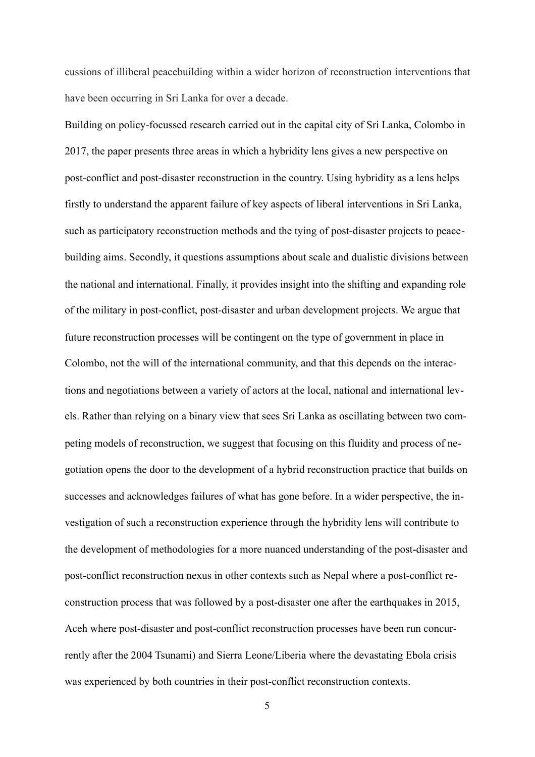cussions of illiberal peacebuilding within a wider horizon of reconstruction interventions that have been occurring in Sri Lanka for over a decade.

Building on policy-focussed research carried out in the capital city of Sri Lanka, Colombo in 2017, the paper presents three areas in which a hybridity lens gives a new perspective on post-conflict and post-disaster reconstruction in the country. Using hybridity as a lens helps firstly to understand the apparent failure of key aspects of liberal interventions in Sri Lanka, such as participatory reconstruction methods and the tying of post-disaster projects to peace-building aims. Secondly, it questions assumptions about scale and dualistic divisions between the national and international. Finally, it provides insight into the shifting and expanding role of the military in post-conflict, post-disaster and urban development projects. We argue that future reconstruction processes will be contingent on the type of government in place in Colombo, not the will of the international community, and that this depends on the interactions and negotiations between a variety of actors at the local, national and international levels. Rather than relying on a binary view that sees Sri Lanka as oscillating between two competing models of reconstruction, we suggest that focusing on this fluidity and process of negotiation opens the door to the development of a hybrid reconstruction practice that builds on successes and acknowledges failures of what has gone before. In a wider perspective, the investigation of such a reconstruction experience through the hybridity lens will contribute to the development of methodologies for a more nuanced understanding of the post-disaster and post-conflict reconstruction nexus in other contexts such as Nepal where a post-conflict reconstruction process that was followed by a post-disaster one after the earthquakes in 2015, Aceh where post-disaster and post-conflict reconstruction processes have been run concurrently after the 2004 Tsunami) and Sierra Leone/Liberia where the devastating Ebola crisis was experienced by both countries in their post-conflict reconstruction contexts.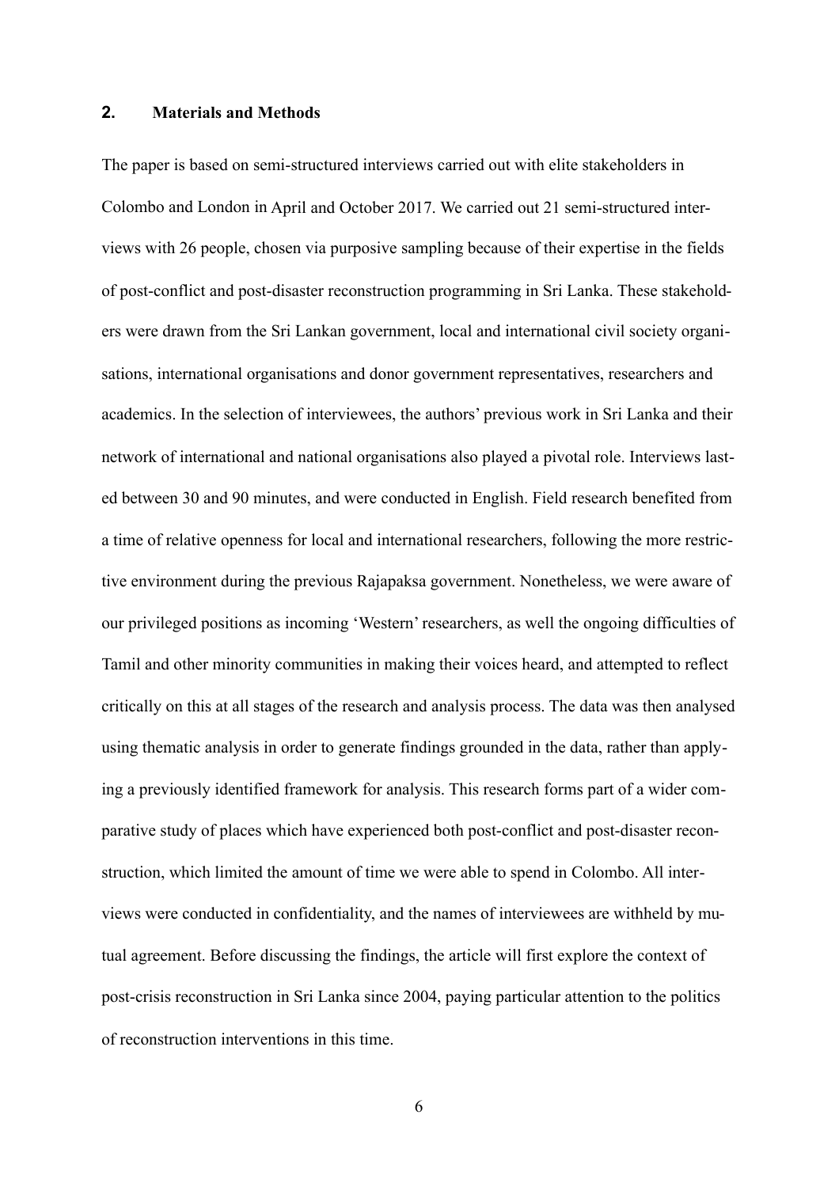## 2. Materials and Methods

The paper is based on semi-structured interviews carried out with elite stakeholders in Colombo and London in April and October 2017. We carried out 21 semi-structured interviews with 26 people, chosen via purposive sampling because of their expertise in the fields of post-conflict and post-disaster reconstruction programming in Sri Lanka. These stakeholders were drawn from the Sri Lankan government, local and international civil society organisations, international organisations and donor government representatives, researchers and academics. In the selection of interviewees, the authors' previous work in Sri Lanka and their network of international and national organisations also played a pivotal role. Interviews lasted between 30 and 90 minutes, and were conducted in English. Field research benefited from a time of relative openness for local and international researchers, following the more restrictive environment during the previous Rajapaksa government. Nonetheless, we were aware of our privileged positions as incoming 'Western' researchers, as well the ongoing difficulties of Tamil and other minority communities in making their voices heard, and attempted to reflect critically on this at all stages of the research and analysis process. The data was then analysed using thematic analysis in order to generate findings grounded in the data, rather than applying a previously identified framework for analysis. This research forms part of a wider comparative study of places which have experienced both post-conflict and post-disaster reconstruction, which limited the amount of time we were able to spend in Colombo. All interviews were conducted in confidentiality, and the names of interviewees are withheld by mutual agreement. Before discussing the findings, the article will first explore the context of post-crisis reconstruction in Sri Lanka since 2004, paying particular attention to the politics of reconstruction interventions in this time.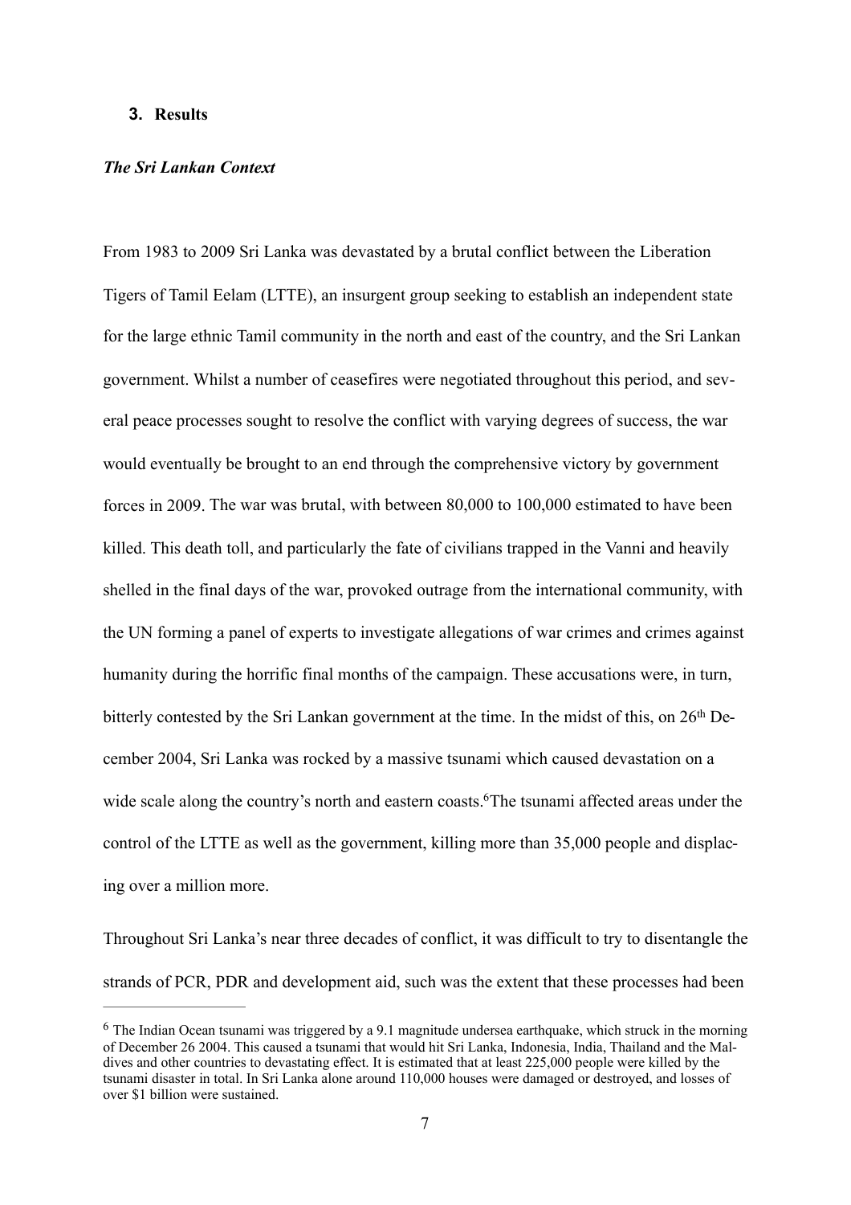## 3. Results

### *The Sri Lankan Context*

From 1983 to 2009 Sri Lanka was devastated by a brutal conflict between the Liberation Tigers of Tamil Eelam (LTTE), an insurgent group seeking to establish an independent state for the large ethnic Tamil community in the north and east of the country, and the Sri Lankan government. Whilst a number of ceasefires were negotiated throughout this period, and several peace processes sought to resolve the conflict with varying degrees of success, the war would eventually be brought to an end through the comprehensive victory by government forces in 2009. The war was brutal, with between 80,000 to 100,000 estimated to have been killed. This death toll, and particularly the fate of civilians trapped in the Vanni and heavily shelled in the final days of the war, provoked outrage from the international community, with the UN forming a panel of experts to investigate allegations of war crimes and crimes against humanity during the horrific final months of the campaign. These accusations were, in turn, bitterly contested by the Sri Lankan government at the time. In the midst of this, on 26th December 2004, Sri Lanka was rocked by a massive tsunami which caused devastation on a wide scale along the country's north and eastern coasts.[6] The tsunami affected areas under the control of the LTTE as well as the government, killing more than 35,000 people and displacing over a million more.

Throughout Sri Lanka's near three decades of conflict, it was difficult to try to disentangle the strands of PCR, PDR and development aid, such was the extent that these processes had been

[6] The Indian Ocean tsunami was triggered by a 9.1 magnitude undersea earthquake, which struck in the morning of December 26 2004. This caused a tsunami that would hit Sri Lanka, Indonesia, India, Thailand and the Maldives and other countries to devastating effect. It is estimated that at least 225,000 people were killed by the tsunami disaster in total. In Sri Lanka alone around 110,000 houses were damaged or destroyed, and losses of over $1 billion were sustained.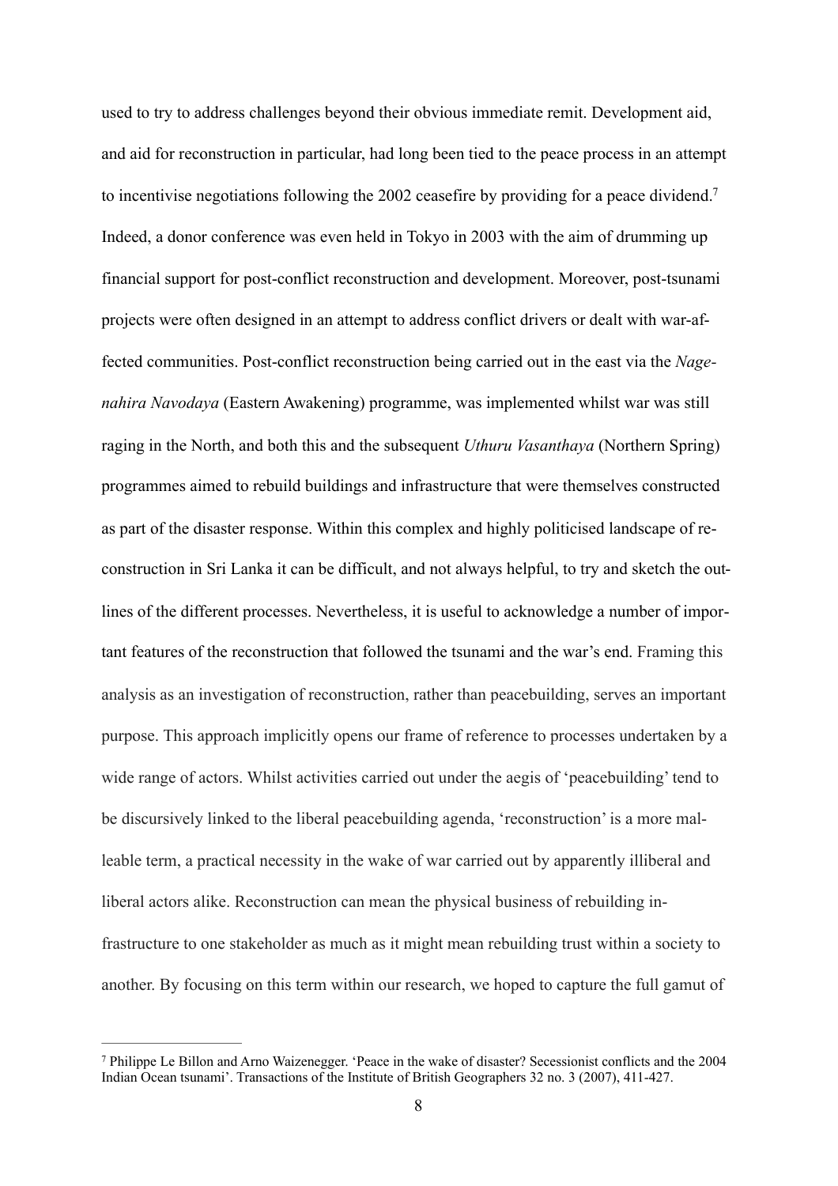used to try to address challenges beyond their obvious immediate remit. Development aid, and aid for reconstruction in particular, had long been tied to the peace process in an attempt to incentivise negotiations following the 2002 ceasefire by providing for a peace dividend.[7] Indeed, a donor conference was even held in Tokyo in 2003 with the aim of drumming up financial support for post-conflict reconstruction and development. Moreover, post-tsunami projects were often designed in an attempt to address conflict drivers or dealt with war-affected communities. Post-conflict reconstruction being carried out in the east via the *Nagenahira Navodaya* (Eastern Awakening) programme, was implemented whilst war was still raging in the North, and both this and the subsequent *Uthuru Vasanthaya* (Northern Spring) programmes aimed to rebuild buildings and infrastructure that were themselves constructed as part of the disaster response. Within this complex and highly politicised landscape of reconstruction in Sri Lanka it can be difficult, and not always helpful, to try and sketch the outlines of the different processes. Nevertheless, it is useful to acknowledge a number of important features of the reconstruction that followed the tsunami and the war's end. Framing this analysis as an investigation of reconstruction, rather than peacebuilding, serves an important purpose. This approach implicitly opens our frame of reference to processes undertaken by a wide range of actors. Whilst activities carried out under the aegis of 'peacebuilding' tend to be discursively linked to the liberal peacebuilding agenda, 'reconstruction' is a more malleable term, a practical necessity in the wake of war carried out by apparently illiberal and liberal actors alike. Reconstruction can mean the physical business of rebuilding infrastructure to one stakeholder as much as it might mean rebuilding trust within a society to another. By focusing on this term within our research, we hoped to capture the full gamut of

[7] Philippe Le Billon and Arno Waizenegger. 'Peace in the wake of disaster? Secessionist conflicts and the 2004 Indian Ocean tsunami'. Transactions of the Institute of British Geographers 32 no. 3 (2007), 411-427.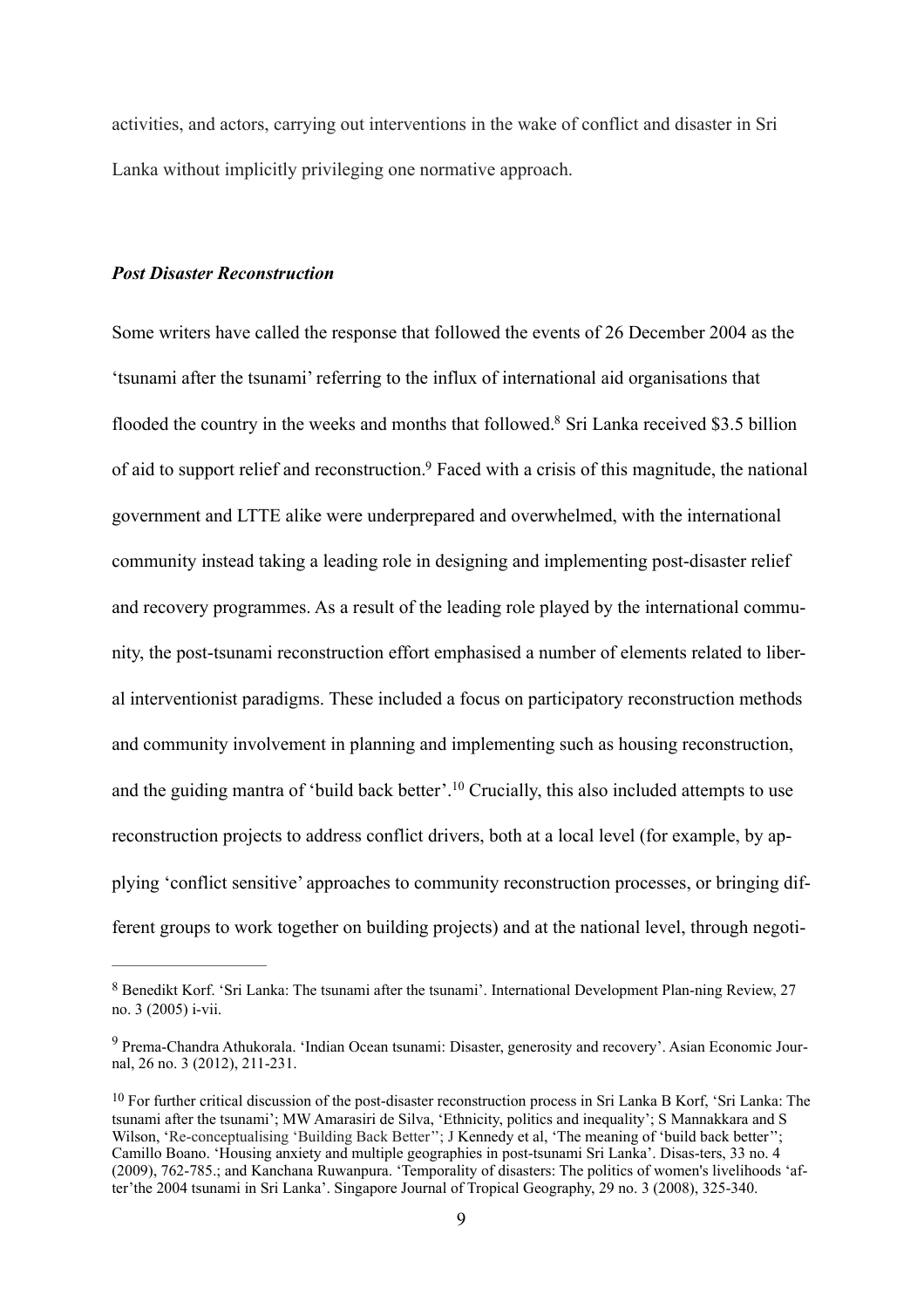activities, and actors, carrying out interventions in the wake of conflict and disaster in Sri Lanka without implicitly privileging one normative approach.

### *Post Disaster Reconstruction*

Some writers have called the response that followed the events of 26 December 2004 as the 'tsunami after the tsunami' referring to the influx of international aid organisations that flooded the country in the weeks and months that followed.[8] Sri Lanka received $3.5 billion of aid to support relief and reconstruction.[9] Faced with a crisis of this magnitude, the national government and LTTE alike were underprepared and overwhelmed, with the international community instead taking a leading role in designing and implementing post-disaster relief and recovery programmes. As a result of the leading role played by the international community, the post-tsunami reconstruction effort emphasised a number of elements related to liberal interventionist paradigms. These included a focus on participatory reconstruction methods and community involvement in planning and implementing such as housing reconstruction, and the guiding mantra of 'build back better'.[10] Crucially, this also included attempts to use reconstruction projects to address conflict drivers, both at a local level (for example, by applying 'conflict sensitive' approaches to community reconstruction processes, or bringing different groups to work together on building projects) and at the national level, through negoti-

---

[8] Benedikt Korf. 'Sri Lanka: The tsunami after the tsunami'. International Development Plan-ning Review, 27 no. 3 (2005) i-vii.

[9] Prema-Chandra Athukorala. 'Indian Ocean tsunami: Disaster, generosity and recovery'. Asian Economic Journal, 26 no. 3 (2012), 211-231.

[10] For further critical discussion of the post-disaster reconstruction process in Sri Lanka B Korf, 'Sri Lanka: The tsunami after the tsunami'; MW Amarasiri de Silva, 'Ethnicity, politics and inequality'; S Mannakkara and S Wilson, 'Re-conceptualising 'Building Back Better''; J Kennedy et al, 'The meaning of 'build back better''; Camillo Boano. 'Housing anxiety and multiple geographies in post-tsunami Sri Lanka'. Disas-ters, 33 no. 4 (2009), 762-785.; and Kanchana Ruwanpura. 'Temporality of disasters: The politics of women's livelihoods 'af-ter'the 2004 tsunami in Sri Lanka'. Singapore Journal of Tropical Geography, 29 no. 3 (2008), 325-340.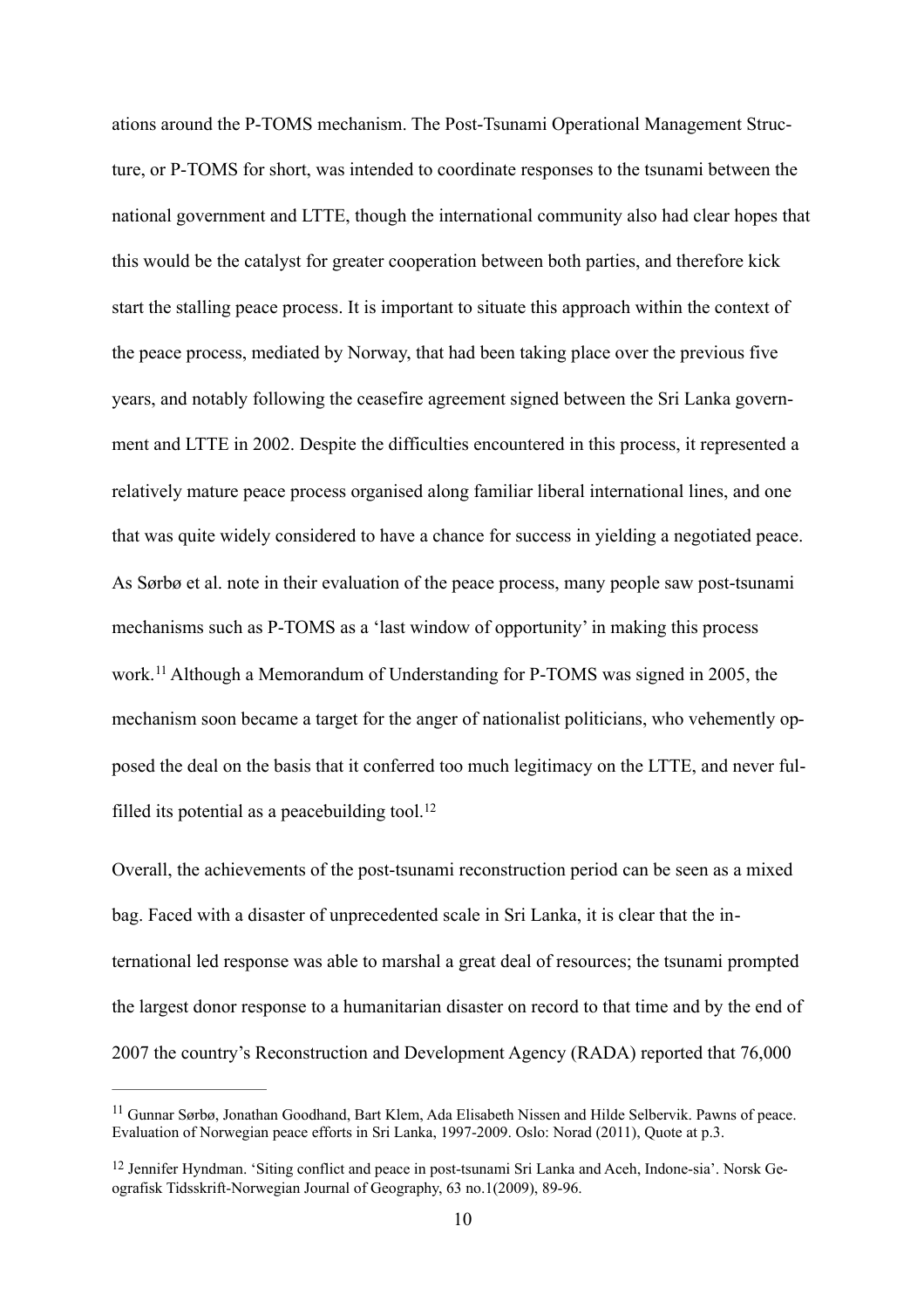ations around the P-TOMS mechanism. The Post-Tsunami Operational Management Structure, or P-TOMS for short, was intended to coordinate responses to the tsunami between the national government and LTTE, though the international community also had clear hopes that this would be the catalyst for greater cooperation between both parties, and therefore kick start the stalling peace process. It is important to situate this approach within the context of the peace process, mediated by Norway, that had been taking place over the previous five years, and notably following the ceasefire agreement signed between the Sri Lanka government and LTTE in 2002. Despite the difficulties encountered in this process, it represented a relatively mature peace process organised along familiar liberal international lines, and one that was quite widely considered to have a chance for success in yielding a negotiated peace. As Sørbø et al. note in their evaluation of the peace process, many people saw post-tsunami mechanisms such as P-TOMS as a 'last window of opportunity' in making this process work.[11] Although a Memorandum of Understanding for P-TOMS was signed in 2005, the mechanism soon became a target for the anger of nationalist politicians, who vehemently opposed the deal on the basis that it conferred too much legitimacy on the LTTE, and never fulfilled its potential as a peacebuilding tool.[12]

Overall, the achievements of the post-tsunami reconstruction period can be seen as a mixed bag. Faced with a disaster of unprecedented scale in Sri Lanka, it is clear that the international led response was able to marshal a great deal of resources; the tsunami prompted the largest donor response to a humanitarian disaster on record to that time and by the end of 2007 the country's Reconstruction and Development Agency (RADA) reported that 76,000

---

[11] Gunnar Sørbø, Jonathan Goodhand, Bart Klem, Ada Elisabeth Nissen and Hilde Selbervik. Pawns of peace. Evaluation of Norwegian peace efforts in Sri Lanka, 1997-2009. Oslo: Norad (2011), Quote at p.3.

[12] Jennifer Hyndman. 'Siting conflict and peace in post-tsunami Sri Lanka and Aceh, Indone-sia'. Norsk Geografisk Tidsskrift-Norwegian Journal of Geography, 63 no.1(2009), 89-96.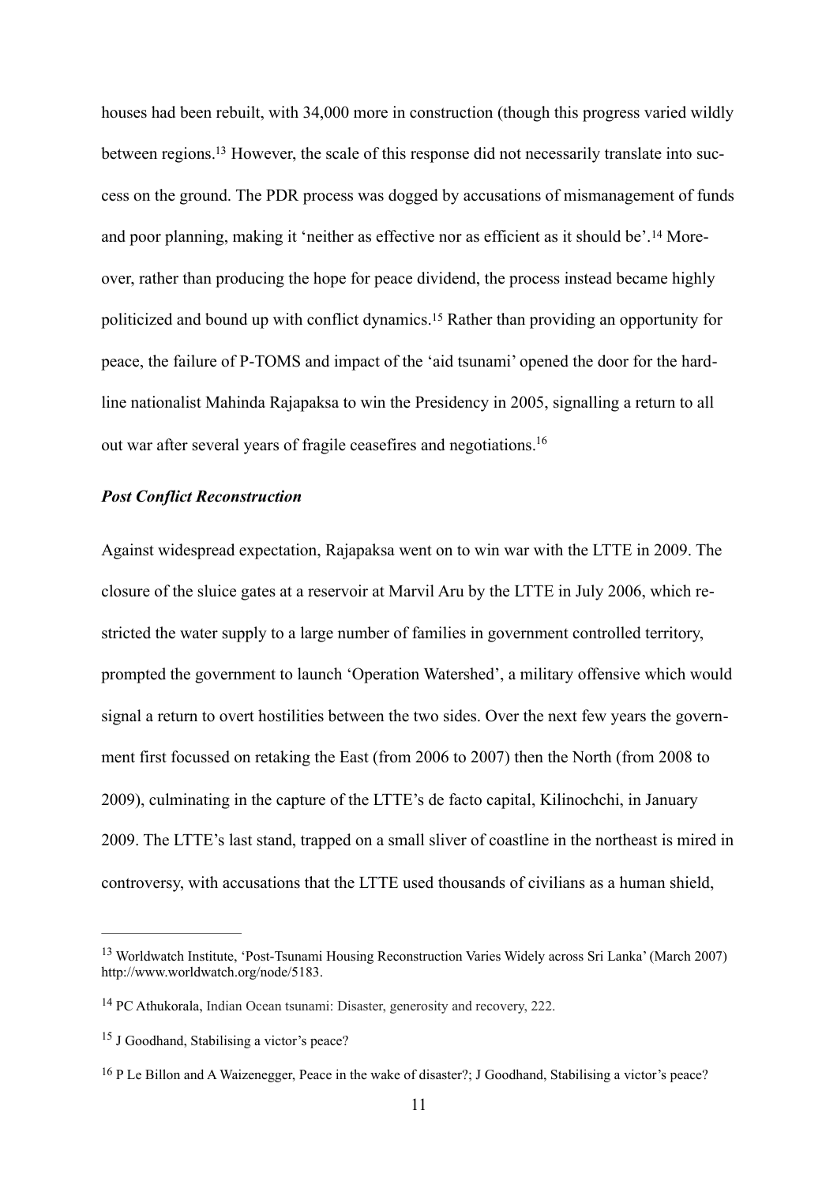houses had been rebuilt, with 34,000 more in construction (though this progress varied wildly between regions.[13] However, the scale of this response did not necessarily translate into success on the ground. The PDR process was dogged by accusations of mismanagement of funds and poor planning, making it 'neither as effective nor as efficient as it should be'.[14] Moreover, rather than producing the hope for peace dividend, the process instead became highly politicized and bound up with conflict dynamics.[15] Rather than providing an opportunity for peace, the failure of P-TOMS and impact of the 'aid tsunami' opened the door for the hardline nationalist Mahinda Rajapaksa to win the Presidency in 2005, signalling a return to all out war after several years of fragile ceasefires and negotiations.[16]

***Post Conflict Reconstruction***

Against widespread expectation, Rajapaksa went on to win war with the LTTE in 2009. The closure of the sluice gates at a reservoir at Marvil Aru by the LTTE in July 2006, which restricted the water supply to a large number of families in government controlled territory, prompted the government to launch 'Operation Watershed', a military offensive which would signal a return to overt hostilities between the two sides. Over the next few years the government first focussed on retaking the East (from 2006 to 2007) then the North (from 2008 to 2009), culminating in the capture of the LTTE's de facto capital, Kilinochchi, in January 2009. The LTTE's last stand, trapped on a small sliver of coastline in the northeast is mired in controversy, with accusations that the LTTE used thousands of civilians as a human shield,

---

[13] Worldwatch Institute, 'Post-Tsunami Housing Reconstruction Varies Widely across Sri Lanka' (March 2007) http://www.worldwatch.org/node/5183.

[14] PC Athukorala, Indian Ocean tsunami: Disaster, generosity and recovery, 222.

[15] J Goodhand, Stabilising a victor's peace?

[16] P Le Billon and A Waizenegger, Peace in the wake of disaster?; J Goodhand, Stabilising a victor's peace?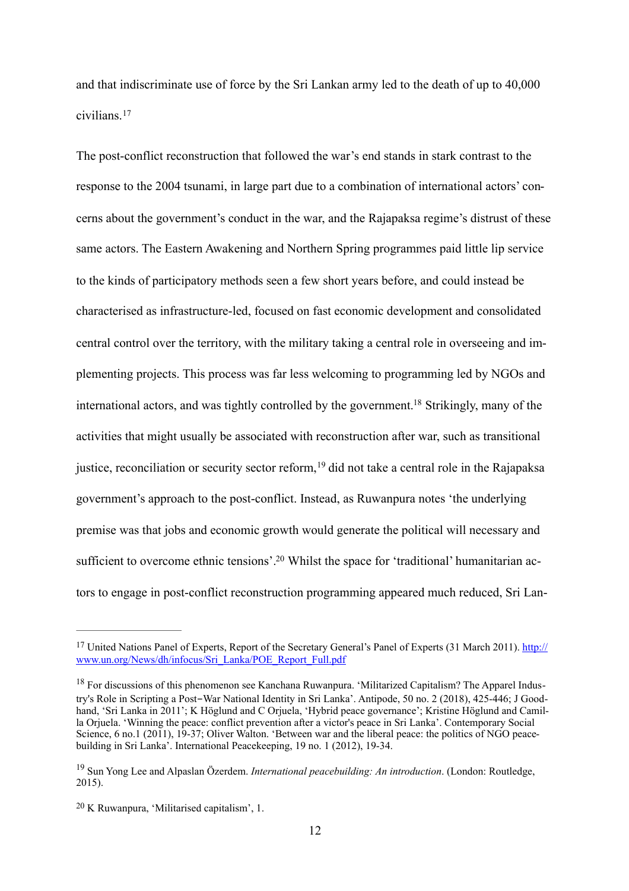and that indiscriminate use of force by the Sri Lankan army led to the death of up to 40,000 civilians.[17]

The post-conflict reconstruction that followed the war's end stands in stark contrast to the response to the 2004 tsunami, in large part due to a combination of international actors' concerns about the government's conduct in the war, and the Rajapaksa regime's distrust of these same actors. The Eastern Awakening and Northern Spring programmes paid little lip service to the kinds of participatory methods seen a few short years before, and could instead be characterised as infrastructure-led, focused on fast economic development and consolidated central control over the territory, with the military taking a central role in overseeing and implementing projects. This process was far less welcoming to programming led by NGOs and international actors, and was tightly controlled by the government.[18] Strikingly, many of the activities that might usually be associated with reconstruction after war, such as transitional justice, reconciliation or security sector reform,[19] did not take a central role in the Rajapaksa government's approach to the post-conflict. Instead, as Ruwanpura notes 'the underlying premise was that jobs and economic growth would generate the political will necessary and sufficient to overcome ethnic tensions'.[20] Whilst the space for 'traditional' humanitarian actors to engage in post-conflict reconstruction programming appeared much reduced, Sri Lan-

---

[17] United Nations Panel of Experts, Report of the Secretary General's Panel of Experts (31 March 2011). http://www.un.org/News/dh/infocus/Sri_Lanka/POE_Report_Full.pdf

[18] For discussions of this phenomenon see Kanchana Ruwanpura. 'Militarized Capitalism? The Apparel Industry's Role in Scripting a Post‐War National Identity in Sri Lanka'. Antipode, 50 no. 2 (2018), 425-446; J Goodhand, 'Sri Lanka in 2011'; K Höglund and C Orjuela, 'Hybrid peace governance'; Kristine Höglund and Camilla Orjuela. 'Winning the peace: conflict prevention after a victor's peace in Sri Lanka'. Contemporary Social Science, 6 no.1 (2011), 19-37; Oliver Walton. 'Between war and the liberal peace: the politics of NGO peacebuilding in Sri Lanka'. International Peacekeeping, 19 no. 1 (2012), 19-34.

[19] Sun Yong Lee and Alpaslan Özerdem. *International peacebuilding: An introduction*. (London: Routledge, 2015).

[20] K Ruwanpura, 'Militarised capitalism', 1.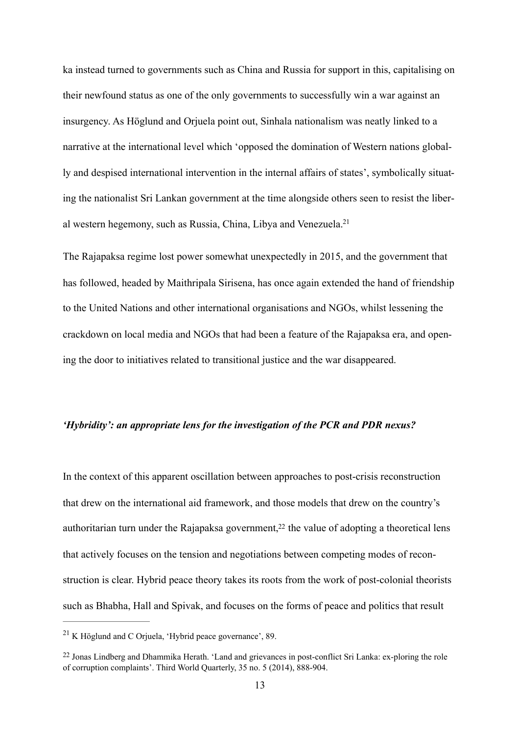ka instead turned to governments such as China and Russia for support in this, capitalising on their newfound status as one of the only governments to successfully win a war against an insurgency. As Höglund and Orjuela point out, Sinhala nationalism was neatly linked to a narrative at the international level which 'opposed the domination of Western nations globally and despised international intervention in the internal affairs of states', symbolically situating the nationalist Sri Lankan government at the time alongside others seen to resist the liberal western hegemony, such as Russia, China, Libya and Venezuela.[21]

The Rajapaksa regime lost power somewhat unexpectedly in 2015, and the government that has followed, headed by Maithripala Sirisena, has once again extended the hand of friendship to the United Nations and other international organisations and NGOs, whilst lessening the crackdown on local media and NGOs that had been a feature of the Rajapaksa era, and opening the door to initiatives related to transitional justice and the war disappeared.

### *'Hybridity': an appropriate lens for the investigation of the PCR and PDR nexus?*

In the context of this apparent oscillation between approaches to post-crisis reconstruction that drew on the international aid framework, and those models that drew on the country's authoritarian turn under the Rajapaksa government,[22] the value of adopting a theoretical lens that actively focuses on the tension and negotiations between competing modes of reconstruction is clear. Hybrid peace theory takes its roots from the work of post-colonial theorists such as Bhabha, Hall and Spivak, and focuses on the forms of peace and politics that result

---

[21] K Höglund and C Orjuela, 'Hybrid peace governance', 89.

[22] Jonas Lindberg and Dhammika Herath. 'Land and grievances in post-conflict Sri Lanka: ex-ploring the role of corruption complaints'. Third World Quarterly, 35 no. 5 (2014), 888-904.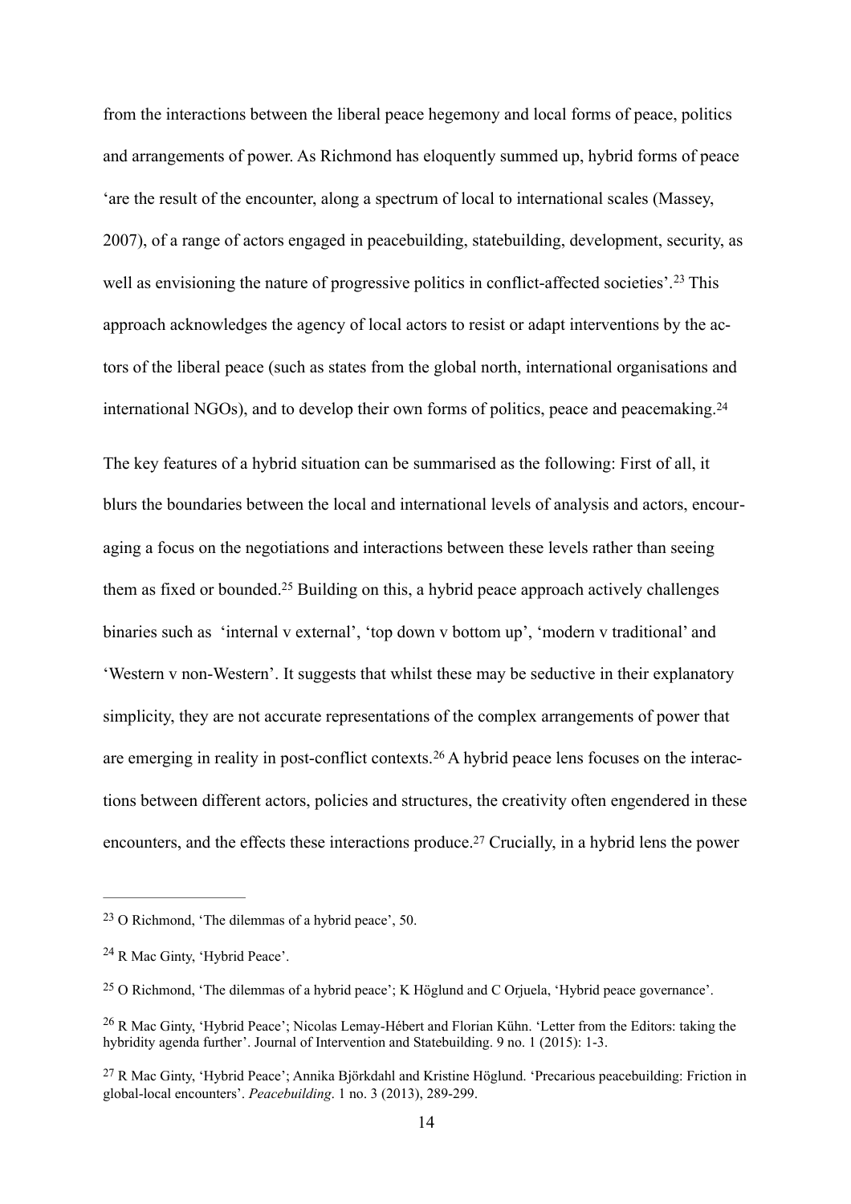from the interactions between the liberal peace hegemony and local forms of peace, politics and arrangements of power. As Richmond has eloquently summed up, hybrid forms of peace 'are the result of the encounter, along a spectrum of local to international scales (Massey, 2007), of a range of actors engaged in peacebuilding, statebuilding, development, security, as well as envisioning the nature of progressive politics in conflict-affected societies'.[23] This approach acknowledges the agency of local actors to resist or adapt interventions by the actors of the liberal peace (such as states from the global north, international organisations and international NGOs), and to develop their own forms of politics, peace and peacemaking.[24]

The key features of a hybrid situation can be summarised as the following: First of all, it blurs the boundaries between the local and international levels of analysis and actors, encouraging a focus on the negotiations and interactions between these levels rather than seeing them as fixed or bounded.[25] Building on this, a hybrid peace approach actively challenges binaries such as 'internal v external', 'top down v bottom up', 'modern v traditional' and 'Western v non-Western'. It suggests that whilst these may be seductive in their explanatory simplicity, they are not accurate representations of the complex arrangements of power that are emerging in reality in post-conflict contexts.[26] A hybrid peace lens focuses on the interactions between different actors, policies and structures, the creativity often engendered in these encounters, and the effects these interactions produce.[27] Crucially, in a hybrid lens the power

---

[23] O Richmond, 'The dilemmas of a hybrid peace', 50.

[24] R Mac Ginty, 'Hybrid Peace'.

[25] O Richmond, 'The dilemmas of a hybrid peace'; K Höglund and C Orjuela, 'Hybrid peace governance'.

[26] R Mac Ginty, 'Hybrid Peace'; Nicolas Lemay-Hébert and Florian Kühn. 'Letter from the Editors: taking the hybridity agenda further'. Journal of Intervention and Statebuilding. 9 no. 1 (2015): 1-3.

[27] R Mac Ginty, 'Hybrid Peace'; Annika Björkdahl and Kristine Höglund. 'Precarious peacebuilding: Friction in global-local encounters'. *Peacebuilding*. 1 no. 3 (2013), 289-299.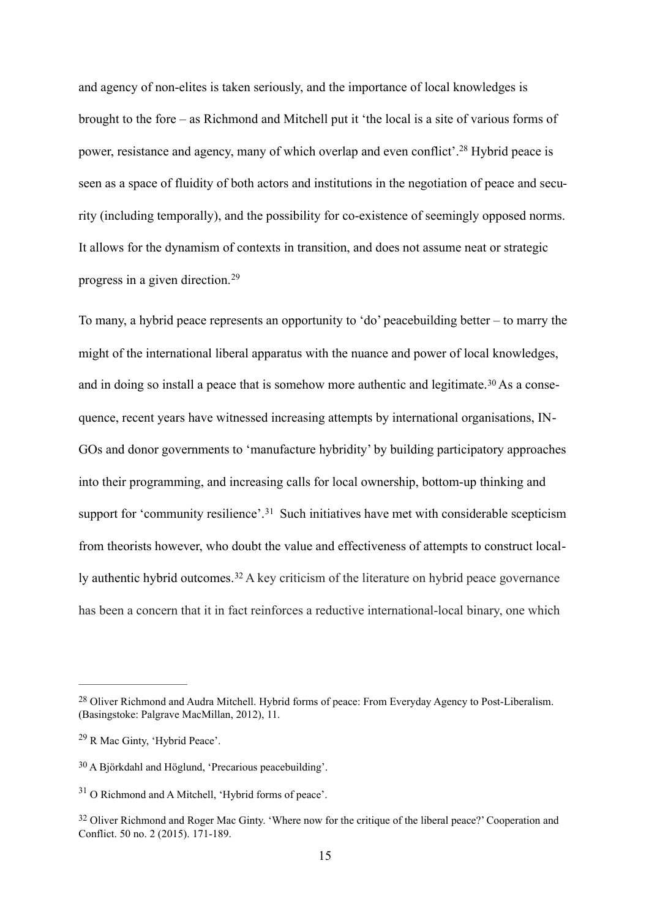and agency of non-elites is taken seriously, and the importance of local knowledges is brought to the fore – as Richmond and Mitchell put it 'the local is a site of various forms of power, resistance and agency, many of which overlap and even conflict'.[28] Hybrid peace is seen as a space of fluidity of both actors and institutions in the negotiation of peace and security (including temporally), and the possibility for co-existence of seemingly opposed norms. It allows for the dynamism of contexts in transition, and does not assume neat or strategic progress in a given direction.[29]

To many, a hybrid peace represents an opportunity to 'do' peacebuilding better – to marry the might of the international liberal apparatus with the nuance and power of local knowledges, and in doing so install a peace that is somehow more authentic and legitimate.[30] As a consequence, recent years have witnessed increasing attempts by international organisations, INGOs and donor governments to 'manufacture hybridity' by building participatory approaches into their programming, and increasing calls for local ownership, bottom-up thinking and support for 'community resilience'.[31] Such initiatives have met with considerable scepticism from theorists however, who doubt the value and effectiveness of attempts to construct locally authentic hybrid outcomes.[32] A key criticism of the literature on hybrid peace governance has been a concern that it in fact reinforces a reductive international-local binary, one which

---

[28] Oliver Richmond and Audra Mitchell. Hybrid forms of peace: From Everyday Agency to Post-Liberalism. (Basingstoke: Palgrave MacMillan, 2012), 11.

[29] R Mac Ginty, 'Hybrid Peace'.

[30] A Björkdahl and Höglund, 'Precarious peacebuilding'.

[31] O Richmond and A Mitchell, 'Hybrid forms of peace'.

[32] Oliver Richmond and Roger Mac Ginty. 'Where now for the critique of the liberal peace?' Cooperation and Conflict. 50 no. 2 (2015). 171-189.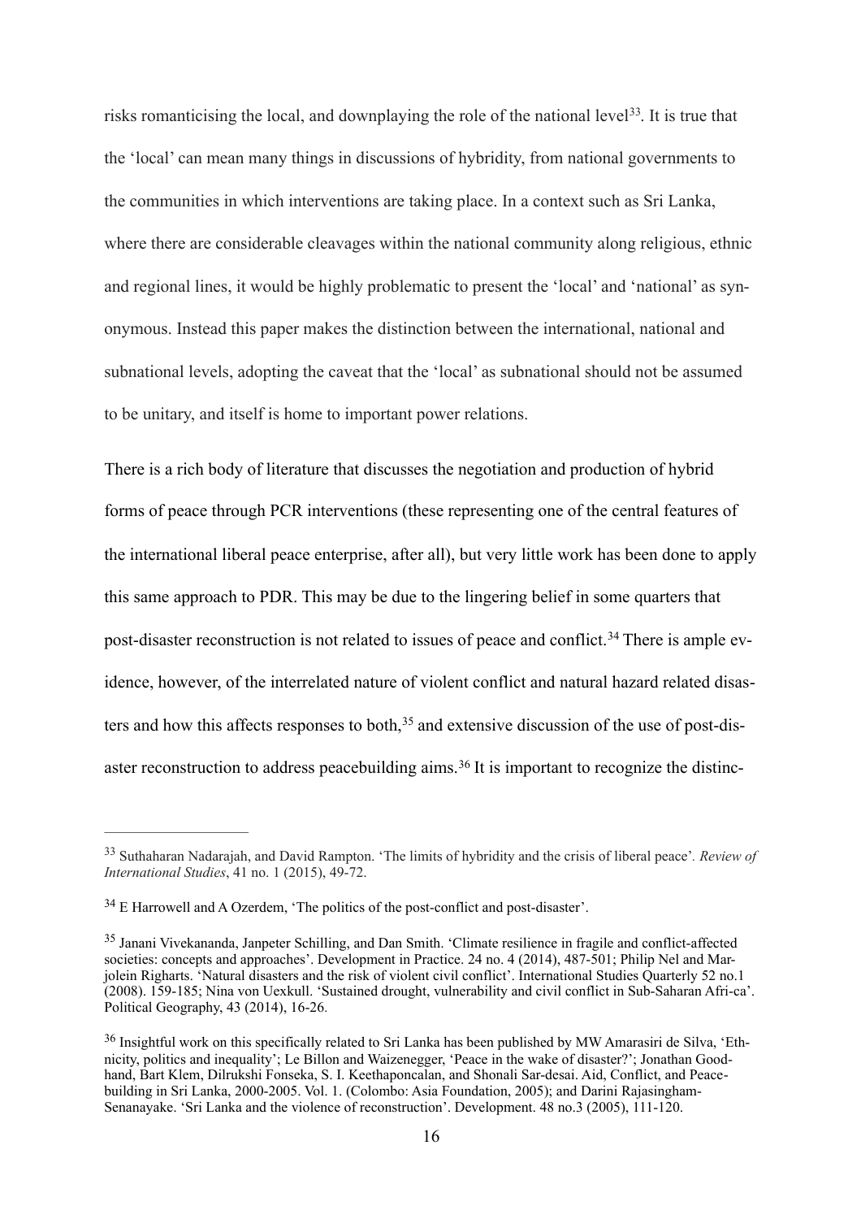risks romanticising the local, and downplaying the role of the national level[33]. It is true that the 'local' can mean many things in discussions of hybridity, from national governments to the communities in which interventions are taking place. In a context such as Sri Lanka, where there are considerable cleavages within the national community along religious, ethnic and regional lines, it would be highly problematic to present the 'local' and 'national' as synonymous. Instead this paper makes the distinction between the international, national and subnational levels, adopting the caveat that the 'local' as subnational should not be assumed to be unitary, and itself is home to important power relations.

There is a rich body of literature that discusses the negotiation and production of hybrid forms of peace through PCR interventions (these representing one of the central features of the international liberal peace enterprise, after all), but very little work has been done to apply this same approach to PDR. This may be due to the lingering belief in some quarters that post-disaster reconstruction is not related to issues of peace and conflict.[34] There is ample evidence, however, of the interrelated nature of violent conflict and natural hazard related disasters and how this affects responses to both,[35] and extensive discussion of the use of post-disaster reconstruction to address peacebuilding aims.[36] It is important to recognize the distinc-

---

[33] Suthaharan Nadarajah, and David Rampton. 'The limits of hybridity and the crisis of liberal peace'. *Review of International Studies*, 41 no. 1 (2015), 49-72.

[34] E Harrowell and A Ozerdem, 'The politics of the post-conflict and post-disaster'.

[35] Janani Vivekananda, Janpeter Schilling, and Dan Smith. 'Climate resilience in fragile and conflict-affected societies: concepts and approaches'. Development in Practice. 24 no. 4 (2014), 487-501; Philip Nel and Marjolein Righarts. 'Natural disasters and the risk of violent civil conflict'. International Studies Quarterly 52 no.1 (2008). 159-185; Nina von Uexkull. 'Sustained drought, vulnerability and civil conflict in Sub-Saharan Afri-ca'. Political Geography, 43 (2014), 16-26.

[36] Insightful work on this specifically related to Sri Lanka has been published by MW Amarasiri de Silva, 'Ethnicity, politics and inequality'; Le Billon and Waizenegger, 'Peace in the wake of disaster?'; Jonathan Goodhand, Bart Klem, Dilrukshi Fonseka, S. I. Keethaponcalan, and Shonali Sar-desai. Aid, Conflict, and Peacebuilding in Sri Lanka, 2000-2005. Vol. 1. (Colombo: Asia Foundation, 2005); and Darini Rajasingham-Senanayake. 'Sri Lanka and the violence of reconstruction'. Development. 48 no.3 (2005), 111-120.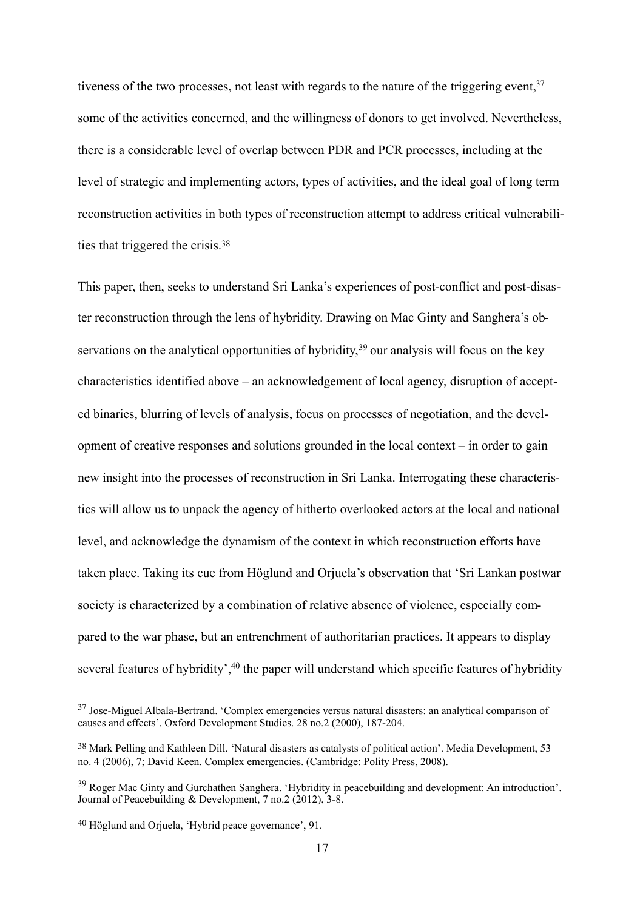tiveness of the two processes, not least with regards to the nature of the triggering event,[37] some of the activities concerned, and the willingness of donors to get involved. Nevertheless, there is a considerable level of overlap between PDR and PCR processes, including at the level of strategic and implementing actors, types of activities, and the ideal goal of long term reconstruction activities in both types of reconstruction attempt to address critical vulnerabilities that triggered the crisis.[38]

This paper, then, seeks to understand Sri Lanka's experiences of post-conflict and post-disaster reconstruction through the lens of hybridity. Drawing on Mac Ginty and Sanghera's observations on the analytical opportunities of hybridity,[39] our analysis will focus on the key characteristics identified above – an acknowledgement of local agency, disruption of accepted binaries, blurring of levels of analysis, focus on processes of negotiation, and the development of creative responses and solutions grounded in the local context – in order to gain new insight into the processes of reconstruction in Sri Lanka. Interrogating these characteristics will allow us to unpack the agency of hitherto overlooked actors at the local and national level, and acknowledge the dynamism of the context in which reconstruction efforts have taken place. Taking its cue from Höglund and Orjuela's observation that 'Sri Lankan postwar society is characterized by a combination of relative absence of violence, especially compared to the war phase, but an entrenchment of authoritarian practices. It appears to display several features of hybridity',[40] the paper will understand which specific features of hybridity

---

[37] Jose-Miguel Albala-Bertrand. 'Complex emergencies versus natural disasters: an analytical comparison of causes and effects'. Oxford Development Studies. 28 no.2 (2000), 187-204.

[38] Mark Pelling and Kathleen Dill. 'Natural disasters as catalysts of political action'. Media Development, 53 no. 4 (2006), 7; David Keen. Complex emergencies. (Cambridge: Polity Press, 2008).

[39] Roger Mac Ginty and Gurchathen Sanghera. 'Hybridity in peacebuilding and development: An introduction'. Journal of Peacebuilding & Development, 7 no.2 (2012), 3-8.

[40] Höglund and Orjuela, 'Hybrid peace governance', 91.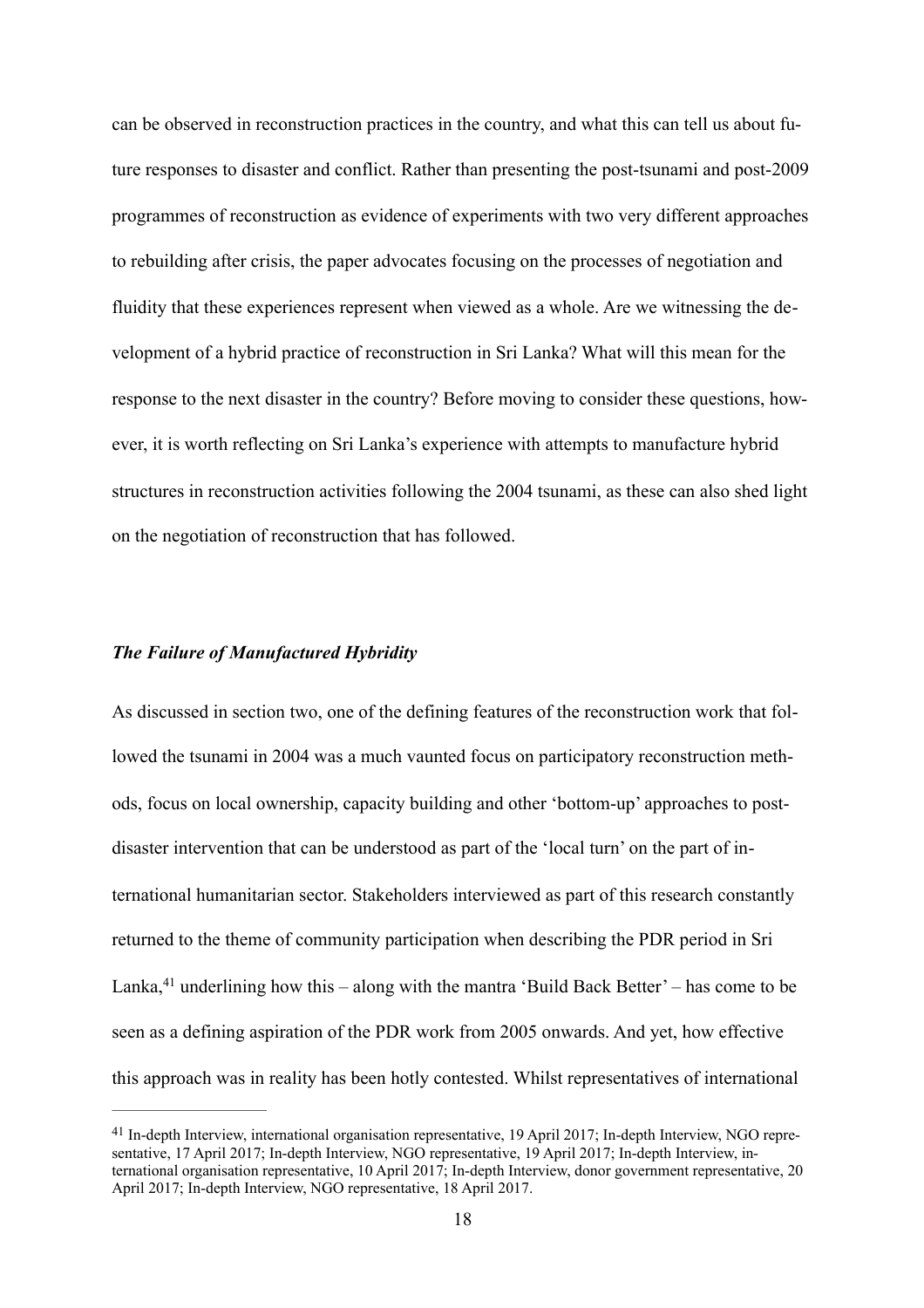can be observed in reconstruction practices in the country, and what this can tell us about future responses to disaster and conflict. Rather than presenting the post-tsunami and post-2009 programmes of reconstruction as evidence of experiments with two very different approaches to rebuilding after crisis, the paper advocates focusing on the processes of negotiation and fluidity that these experiences represent when viewed as a whole. Are we witnessing the development of a hybrid practice of reconstruction in Sri Lanka? What will this mean for the response to the next disaster in the country? Before moving to consider these questions, however, it is worth reflecting on Sri Lanka's experience with attempts to manufacture hybrid structures in reconstruction activities following the 2004 tsunami, as these can also shed light on the negotiation of reconstruction that has followed.

### *The Failure of Manufactured Hybridity*

As discussed in section two, one of the defining features of the reconstruction work that followed the tsunami in 2004 was a much vaunted focus on participatory reconstruction methods, focus on local ownership, capacity building and other 'bottom-up' approaches to post-disaster intervention that can be understood as part of the 'local turn' on the part of international humanitarian sector. Stakeholders interviewed as part of this research constantly returned to the theme of community participation when describing the PDR period in Sri Lanka,[41] underlining how this – along with the mantra 'Build Back Better' – has come to be seen as a defining aspiration of the PDR work from 2005 onwards. And yet, how effective this approach was in reality has been hotly contested. Whilst representatives of international

---

[41] In-depth Interview, international organisation representative, 19 April 2017; In-depth Interview, NGO representative, 17 April 2017; In-depth Interview, NGO representative, 19 April 2017; In-depth Interview, international organisation representative, 10 April 2017; In-depth Interview, donor government representative, 20 April 2017; In-depth Interview, NGO representative, 18 April 2017.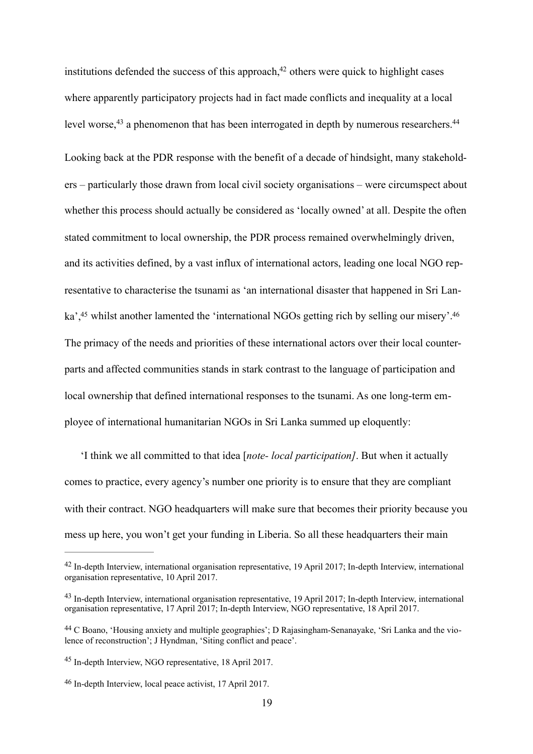institutions defended the success of this approach,[42] others were quick to highlight cases where apparently participatory projects had in fact made conflicts and inequality at a local level worse,[43] a phenomenon that has been interrogated in depth by numerous researchers.[44]

Looking back at the PDR response with the benefit of a decade of hindsight, many stakeholders – particularly those drawn from local civil society organisations – were circumspect about whether this process should actually be considered as 'locally owned' at all. Despite the often stated commitment to local ownership, the PDR process remained overwhelmingly driven, and its activities defined, by a vast influx of international actors, leading one local NGO representative to characterise the tsunami as 'an international disaster that happened in Sri Lanka',[45] whilst another lamented the 'international NGOs getting rich by selling our misery'.[46] The primacy of the needs and priorities of these international actors over their local counterparts and affected communities stands in stark contrast to the language of participation and local ownership that defined international responses to the tsunami. As one long-term employee of international humanitarian NGOs in Sri Lanka summed up eloquently:

'I think we all committed to that idea [*note- local participation]*. But when it actually comes to practice, every agency's number one priority is to ensure that they are compliant with their contract. NGO headquarters will make sure that becomes their priority because you mess up here, you won't get your funding in Liberia. So all these headquarters their main

---

[42] In-depth Interview, international organisation representative, 19 April 2017; In-depth Interview, international organisation representative, 10 April 2017.

[43] In-depth Interview, international organisation representative, 19 April 2017; In-depth Interview, international organisation representative, 17 April 2017; In-depth Interview, NGO representative, 18 April 2017.

[44] C Boano, 'Housing anxiety and multiple geographies'; D Rajasingham-Senanayake, 'Sri Lanka and the violence of reconstruction'; J Hyndman, 'Siting conflict and peace'.

[45] In-depth Interview, NGO representative, 18 April 2017.

[46] In-depth Interview, local peace activist, 17 April 2017.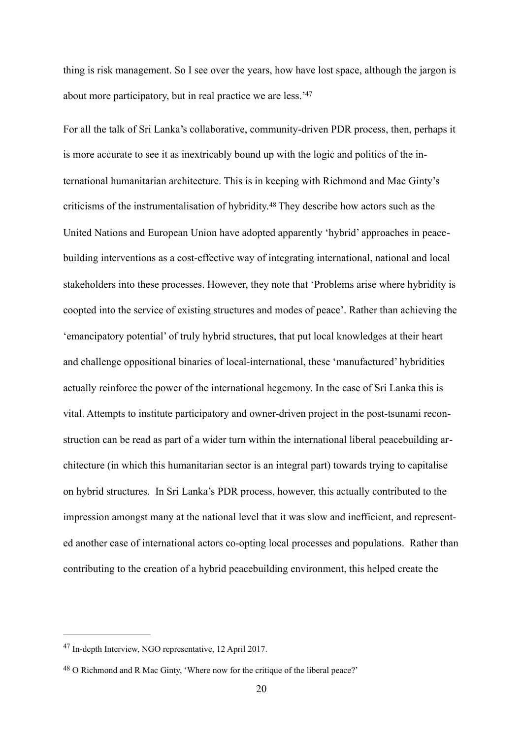thing is risk management. So I see over the years, how have lost space, although the jargon is about more participatory, but in real practice we are less.'[47]

For all the talk of Sri Lanka's collaborative, community-driven PDR process, then, perhaps it is more accurate to see it as inextricably bound up with the logic and politics of the international humanitarian architecture. This is in keeping with Richmond and Mac Ginty's criticisms of the instrumentalisation of hybridity.[48] They describe how actors such as the United Nations and European Union have adopted apparently 'hybrid' approaches in peacebuilding interventions as a cost-effective way of integrating international, national and local stakeholders into these processes. However, they note that 'Problems arise where hybridity is coopted into the service of existing structures and modes of peace'. Rather than achieving the 'emancipatory potential' of truly hybrid structures, that put local knowledges at their heart and challenge oppositional binaries of local-international, these 'manufactured' hybridities actually reinforce the power of the international hegemony. In the case of Sri Lanka this is vital. Attempts to institute participatory and owner-driven project in the post-tsunami reconstruction can be read as part of a wider turn within the international liberal peacebuilding architecture (in which this humanitarian sector is an integral part) towards trying to capitalise on hybrid structures. In Sri Lanka's PDR process, however, this actually contributed to the impression amongst many at the national level that it was slow and inefficient, and represented another case of international actors co-opting local processes and populations. Rather than contributing to the creation of a hybrid peacebuilding environment, this helped create the

---

[47] In-depth Interview, NGO representative, 12 April 2017.

[48] O Richmond and R Mac Ginty, 'Where now for the critique of the liberal peace?'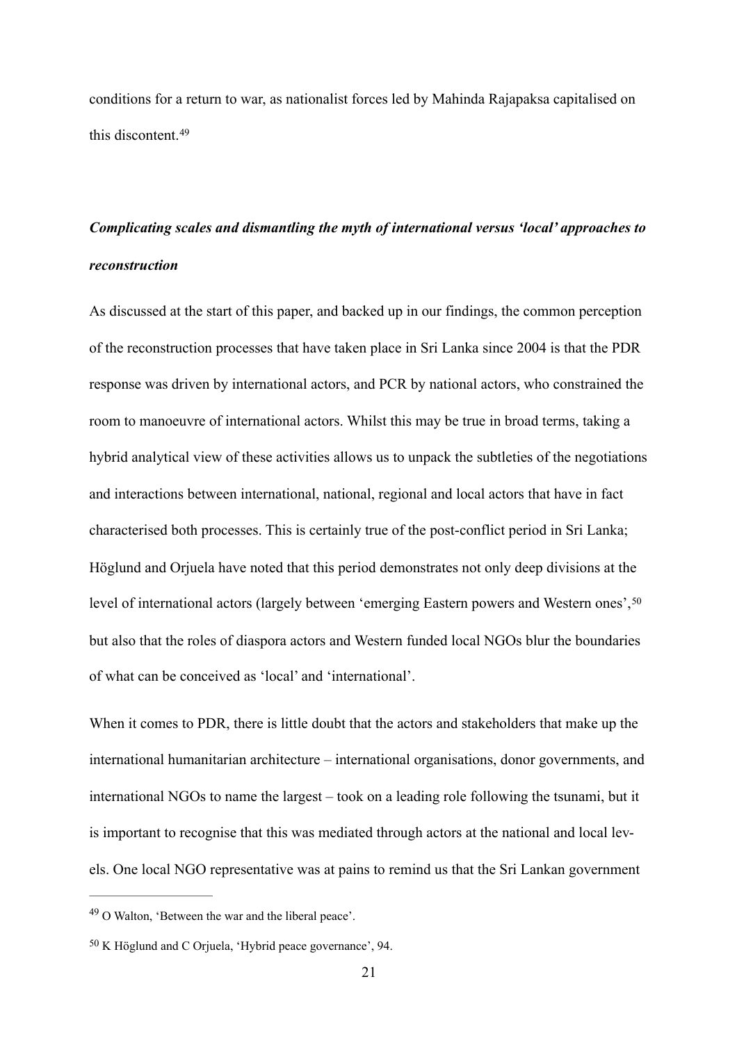conditions for a return to war, as nationalist forces led by Mahinda Rajapaksa capitalised on this discontent.[49]

***Complicating scales and dismantling the myth of international versus 'local' approaches to reconstruction***

As discussed at the start of this paper, and backed up in our findings, the common perception of the reconstruction processes that have taken place in Sri Lanka since 2004 is that the PDR response was driven by international actors, and PCR by national actors, who constrained the room to manoeuvre of international actors. Whilst this may be true in broad terms, taking a hybrid analytical view of these activities allows us to unpack the subtleties of the negotiations and interactions between international, national, regional and local actors that have in fact characterised both processes. This is certainly true of the post-conflict period in Sri Lanka; Höglund and Orjuela have noted that this period demonstrates not only deep divisions at the level of international actors (largely between 'emerging Eastern powers and Western ones',[50] but also that the roles of diaspora actors and Western funded local NGOs blur the boundaries of what can be conceived as 'local' and 'international'.

When it comes to PDR, there is little doubt that the actors and stakeholders that make up the international humanitarian architecture – international organisations, donor governments, and international NGOs to name the largest – took on a leading role following the tsunami, but it is important to recognise that this was mediated through actors at the national and local levels. One local NGO representative was at pains to remind us that the Sri Lankan government

---

[49] O Walton, 'Between the war and the liberal peace'.

[50] K Höglund and C Orjuela, 'Hybrid peace governance', 94.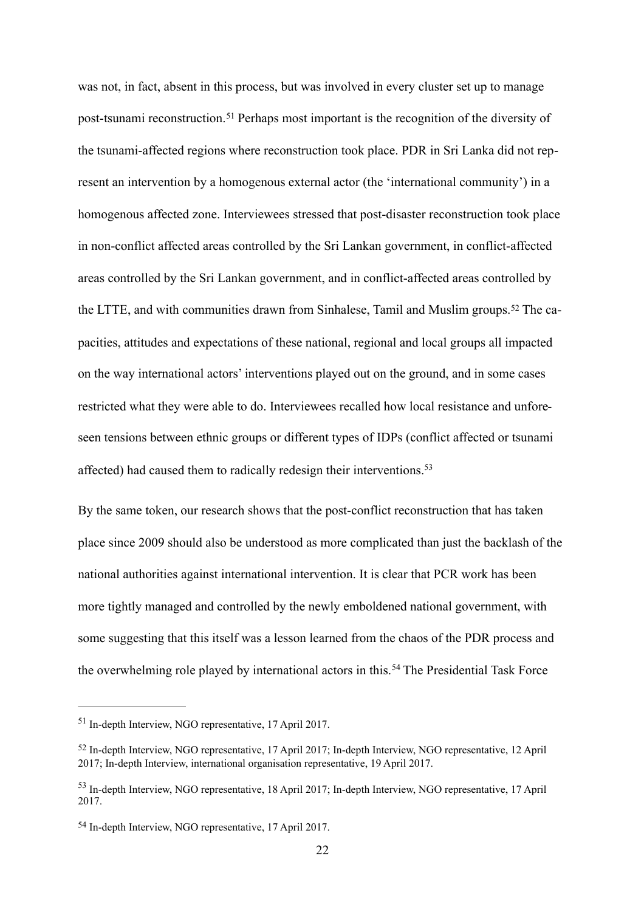was not, in fact, absent in this process, but was involved in every cluster set up to manage post-tsunami reconstruction.[51] Perhaps most important is the recognition of the diversity of the tsunami-affected regions where reconstruction took place. PDR in Sri Lanka did not represent an intervention by a homogenous external actor (the 'international community') in a homogenous affected zone. Interviewees stressed that post-disaster reconstruction took place in non-conflict affected areas controlled by the Sri Lankan government, in conflict-affected areas controlled by the Sri Lankan government, and in conflict-affected areas controlled by the LTTE, and with communities drawn from Sinhalese, Tamil and Muslim groups.[52] The capacities, attitudes and expectations of these national, regional and local groups all impacted on the way international actors' interventions played out on the ground, and in some cases restricted what they were able to do. Interviewees recalled how local resistance and unforeseen tensions between ethnic groups or different types of IDPs (conflict affected or tsunami affected) had caused them to radically redesign their interventions.[53]

By the same token, our research shows that the post-conflict reconstruction that has taken place since 2009 should also be understood as more complicated than just the backlash of the national authorities against international intervention. It is clear that PCR work has been more tightly managed and controlled by the newly emboldened national government, with some suggesting that this itself was a lesson learned from the chaos of the PDR process and the overwhelming role played by international actors in this.[54] The Presidential Task Force

---

[51] In-depth Interview, NGO representative, 17 April 2017.

[52] In-depth Interview, NGO representative, 17 April 2017; In-depth Interview, NGO representative, 12 April 2017; In-depth Interview, international organisation representative, 19 April 2017.

[53] In-depth Interview, NGO representative, 18 April 2017; In-depth Interview, NGO representative, 17 April 2017.

[54] In-depth Interview, NGO representative, 17 April 2017.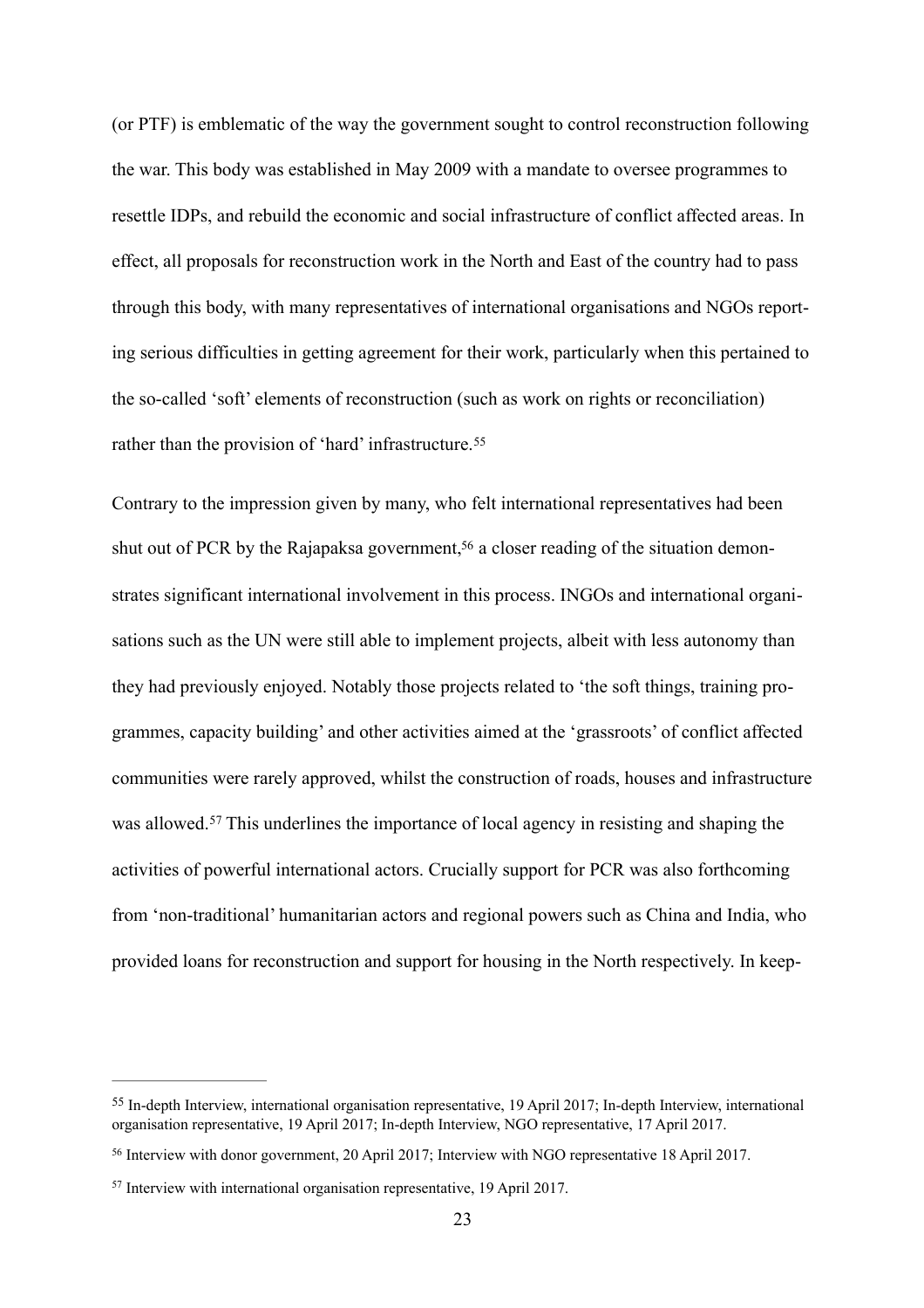(or PTF) is emblematic of the way the government sought to control reconstruction following the war. This body was established in May 2009 with a mandate to oversee programmes to resettle IDPs, and rebuild the economic and social infrastructure of conflict affected areas. In effect, all proposals for reconstruction work in the North and East of the country had to pass through this body, with many representatives of international organisations and NGOs reporting serious difficulties in getting agreement for their work, particularly when this pertained to the so-called 'soft' elements of reconstruction (such as work on rights or reconciliation) rather than the provision of 'hard' infrastructure.[55]

Contrary to the impression given by many, who felt international representatives had been shut out of PCR by the Rajapaksa government,[56] a closer reading of the situation demonstrates significant international involvement in this process. INGOs and international organisations such as the UN were still able to implement projects, albeit with less autonomy than they had previously enjoyed. Notably those projects related to 'the soft things, training programmes, capacity building' and other activities aimed at the 'grassroots' of conflict affected communities were rarely approved, whilst the construction of roads, houses and infrastructure was allowed.[57] This underlines the importance of local agency in resisting and shaping the activities of powerful international actors. Crucially support for PCR was also forthcoming from 'non-traditional' humanitarian actors and regional powers such as China and India, who provided loans for reconstruction and support for housing in the North respectively. In keep-

---

[55] In-depth Interview, international organisation representative, 19 April 2017; In-depth Interview, international organisation representative, 19 April 2017; In-depth Interview, NGO representative, 17 April 2017.

[56] Interview with donor government, 20 April 2017; Interview with NGO representative 18 April 2017.

[57] Interview with international organisation representative, 19 April 2017.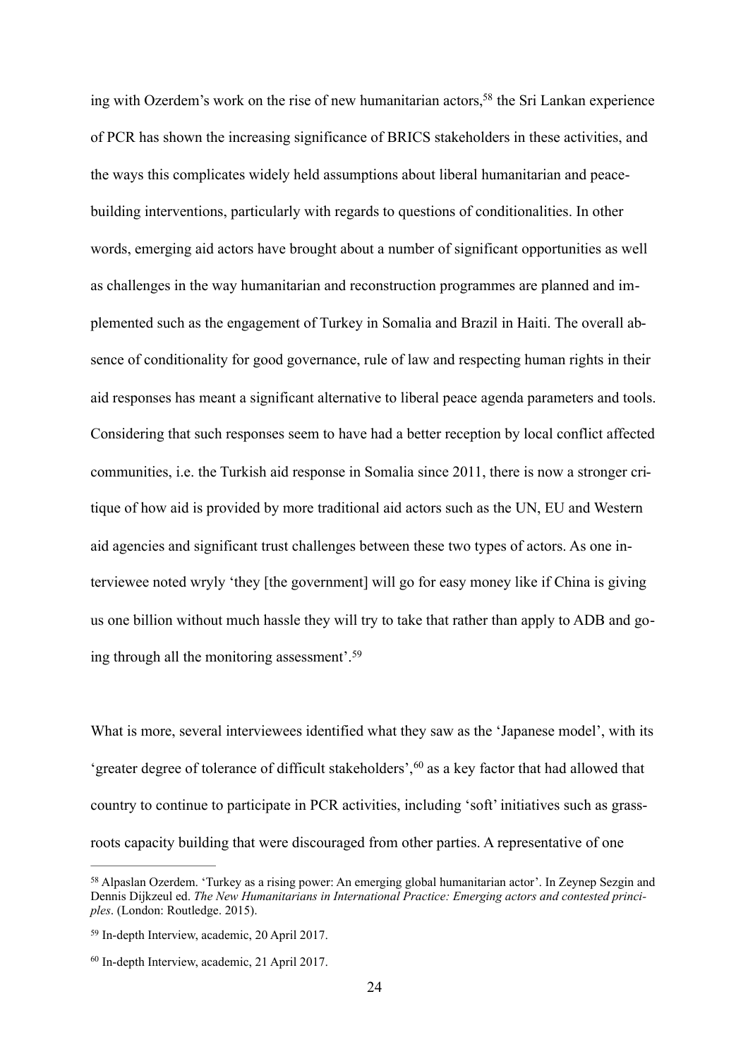ing with Ozerdem's work on the rise of new humanitarian actors,[58] the Sri Lankan experience of PCR has shown the increasing significance of BRICS stakeholders in these activities, and the ways this complicates widely held assumptions about liberal humanitarian and peace-building interventions, particularly with regards to questions of conditionalities. In other words, emerging aid actors have brought about a number of significant opportunities as well as challenges in the way humanitarian and reconstruction programmes are planned and implemented such as the engagement of Turkey in Somalia and Brazil in Haiti. The overall absence of conditionality for good governance, rule of law and respecting human rights in their aid responses has meant a significant alternative to liberal peace agenda parameters and tools. Considering that such responses seem to have had a better reception by local conflict affected communities, i.e. the Turkish aid response in Somalia since 2011, there is now a stronger critique of how aid is provided by more traditional aid actors such as the UN, EU and Western aid agencies and significant trust challenges between these two types of actors. As one interviewee noted wryly 'they [the government] will go for easy money like if China is giving us one billion without much hassle they will try to take that rather than apply to ADB and going through all the monitoring assessment'.[59]

What is more, several interviewees identified what they saw as the 'Japanese model', with its 'greater degree of tolerance of difficult stakeholders',[60] as a key factor that had allowed that country to continue to participate in PCR activities, including 'soft' initiatives such as grass-roots capacity building that were discouraged from other parties. A representative of one

---

[58] Alpaslan Ozerdem. 'Turkey as a rising power: An emerging global humanitarian actor'. In Zeynep Sezgin and Dennis Dijkzeul ed. *The New Humanitarians in International Practice: Emerging actors and contested principles*. (London: Routledge. 2015).

[59] In-depth Interview, academic, 20 April 2017.

[60] In-depth Interview, academic, 21 April 2017.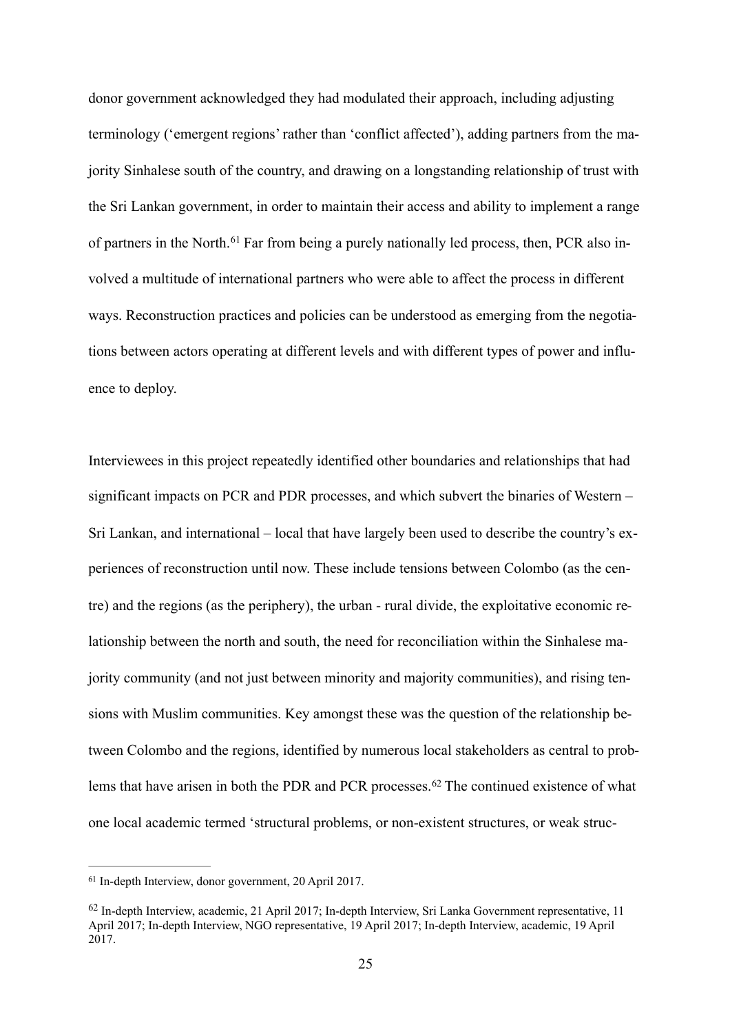donor government acknowledged they had modulated their approach, including adjusting terminology ('emergent regions' rather than 'conflict affected'), adding partners from the majority Sinhalese south of the country, and drawing on a longstanding relationship of trust with the Sri Lankan government, in order to maintain their access and ability to implement a range of partners in the North.[61] Far from being a purely nationally led process, then, PCR also involved a multitude of international partners who were able to affect the process in different ways. Reconstruction practices and policies can be understood as emerging from the negotiations between actors operating at different levels and with different types of power and influence to deploy.

Interviewees in this project repeatedly identified other boundaries and relationships that had significant impacts on PCR and PDR processes, and which subvert the binaries of Western – Sri Lankan, and international – local that have largely been used to describe the country's experiences of reconstruction until now. These include tensions between Colombo (as the centre) and the regions (as the periphery), the urban - rural divide, the exploitative economic relationship between the north and south, the need for reconciliation within the Sinhalese majority community (and not just between minority and majority communities), and rising tensions with Muslim communities. Key amongst these was the question of the relationship between Colombo and the regions, identified by numerous local stakeholders as central to problems that have arisen in both the PDR and PCR processes.[62] The continued existence of what one local academic termed 'structural problems, or non-existent structures, or weak struc-

---

[61] In-depth Interview, donor government, 20 April 2017.

[62] In-depth Interview, academic, 21 April 2017; In-depth Interview, Sri Lanka Government representative, 11 April 2017; In-depth Interview, NGO representative, 19 April 2017; In-depth Interview, academic, 19 April 2017.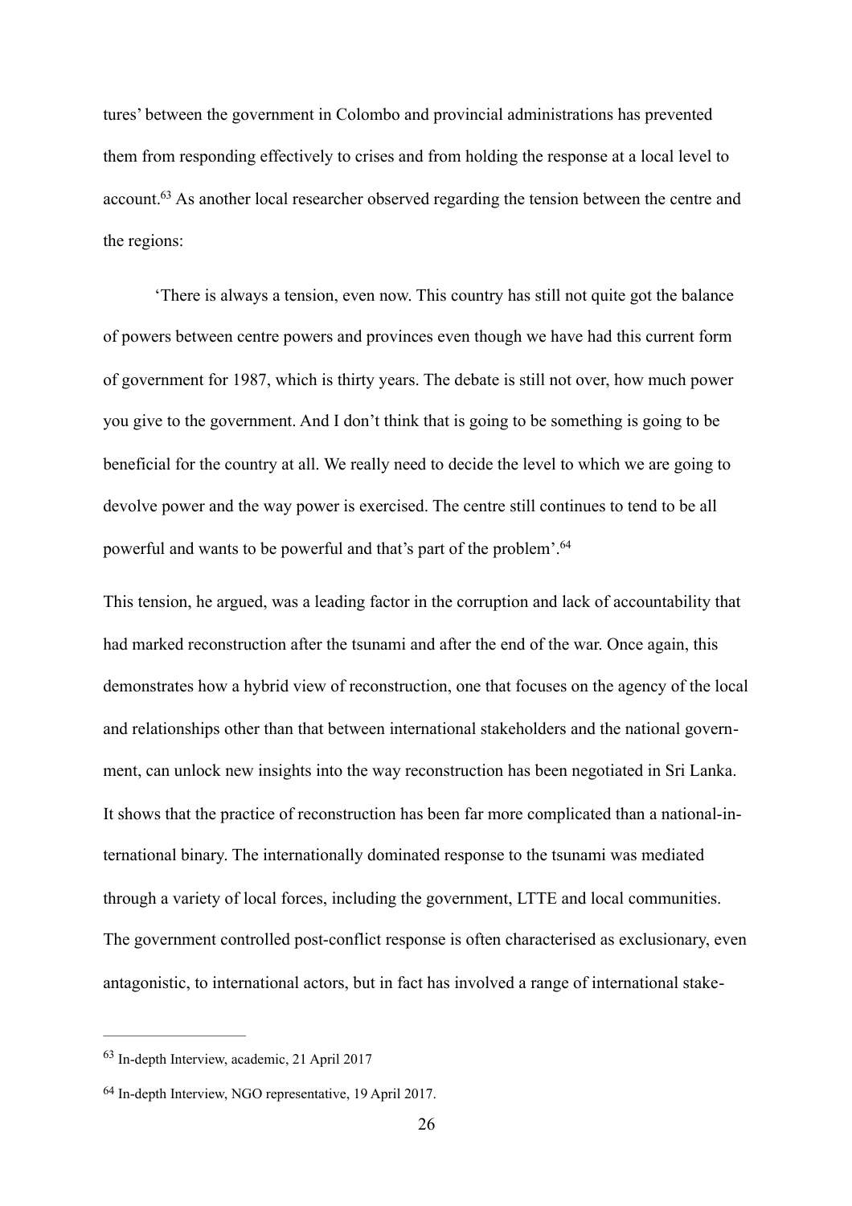tures' between the government in Colombo and provincial administrations has prevented them from responding effectively to crises and from holding the response at a local level to account.[63] As another local researcher observed regarding the tension between the centre and the regions:

> 'There is always a tension, even now. This country has still not quite got the balance of powers between centre powers and provinces even though we have had this current form of government for 1987, which is thirty years. The debate is still not over, how much power you give to the government. And I don't think that is going to be something is going to be beneficial for the country at all. We really need to decide the level to which we are going to devolve power and the way power is exercised. The centre still continues to tend to be all powerful and wants to be powerful and that's part of the problem'.[64]

This tension, he argued, was a leading factor in the corruption and lack of accountability that had marked reconstruction after the tsunami and after the end of the war. Once again, this demonstrates how a hybrid view of reconstruction, one that focuses on the agency of the local and relationships other than that between international stakeholders and the national government, can unlock new insights into the way reconstruction has been negotiated in Sri Lanka. It shows that the practice of reconstruction has been far more complicated than a national-international binary. The internationally dominated response to the tsunami was mediated through a variety of local forces, including the government, LTTE and local communities. The government controlled post-conflict response is often characterised as exclusionary, even antagonistic, to international actors, but in fact has involved a range of international stake-

---

[63] In-depth Interview, academic, 21 April 2017

[64] In-depth Interview, NGO representative, 19 April 2017.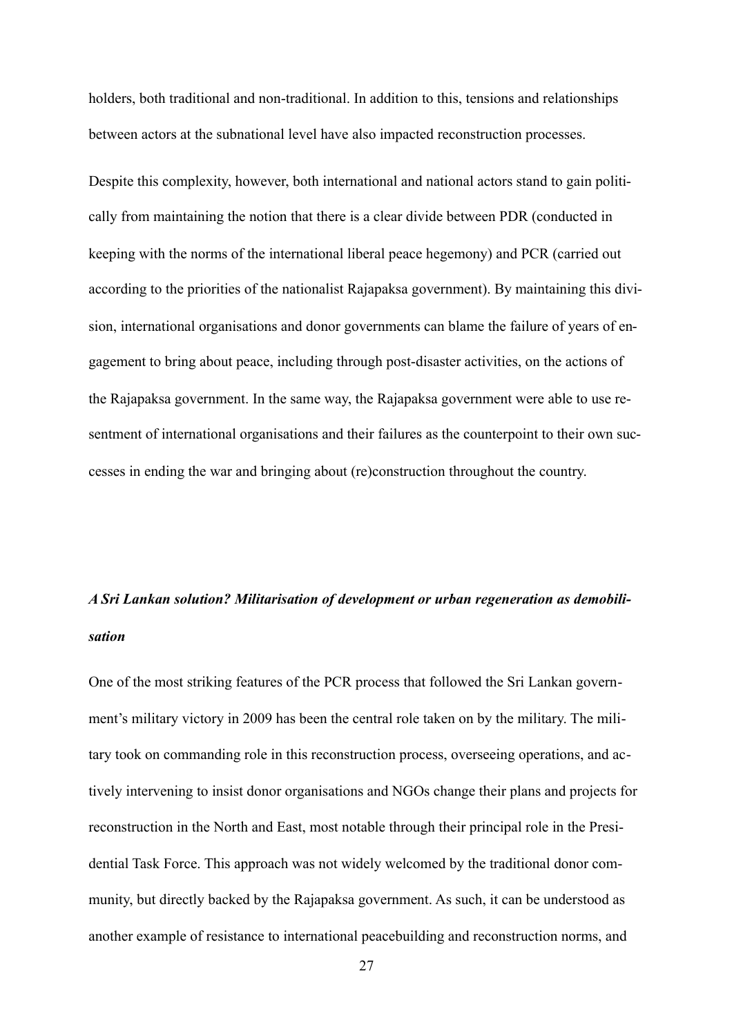holders, both traditional and non-traditional. In addition to this, tensions and relationships between actors at the subnational level have also impacted reconstruction processes.

Despite this complexity, however, both international and national actors stand to gain politically from maintaining the notion that there is a clear divide between PDR (conducted in keeping with the norms of the international liberal peace hegemony) and PCR (carried out according to the priorities of the nationalist Rajapaksa government). By maintaining this division, international organisations and donor governments can blame the failure of years of engagement to bring about peace, including through post-disaster activities, on the actions of the Rajapaksa government. In the same way, the Rajapaksa government were able to use resentment of international organisations and their failures as the counterpoint to their own successes in ending the war and bringing about (re)construction throughout the country.

### *A Sri Lankan solution? Militarisation of development or urban regeneration as demobilisation*

One of the most striking features of the PCR process that followed the Sri Lankan government's military victory in 2009 has been the central role taken on by the military. The military took on commanding role in this reconstruction process, overseeing operations, and actively intervening to insist donor organisations and NGOs change their plans and projects for reconstruction in the North and East, most notable through their principal role in the Presidential Task Force. This approach was not widely welcomed by the traditional donor community, but directly backed by the Rajapaksa government. As such, it can be understood as another example of resistance to international peacebuilding and reconstruction norms, and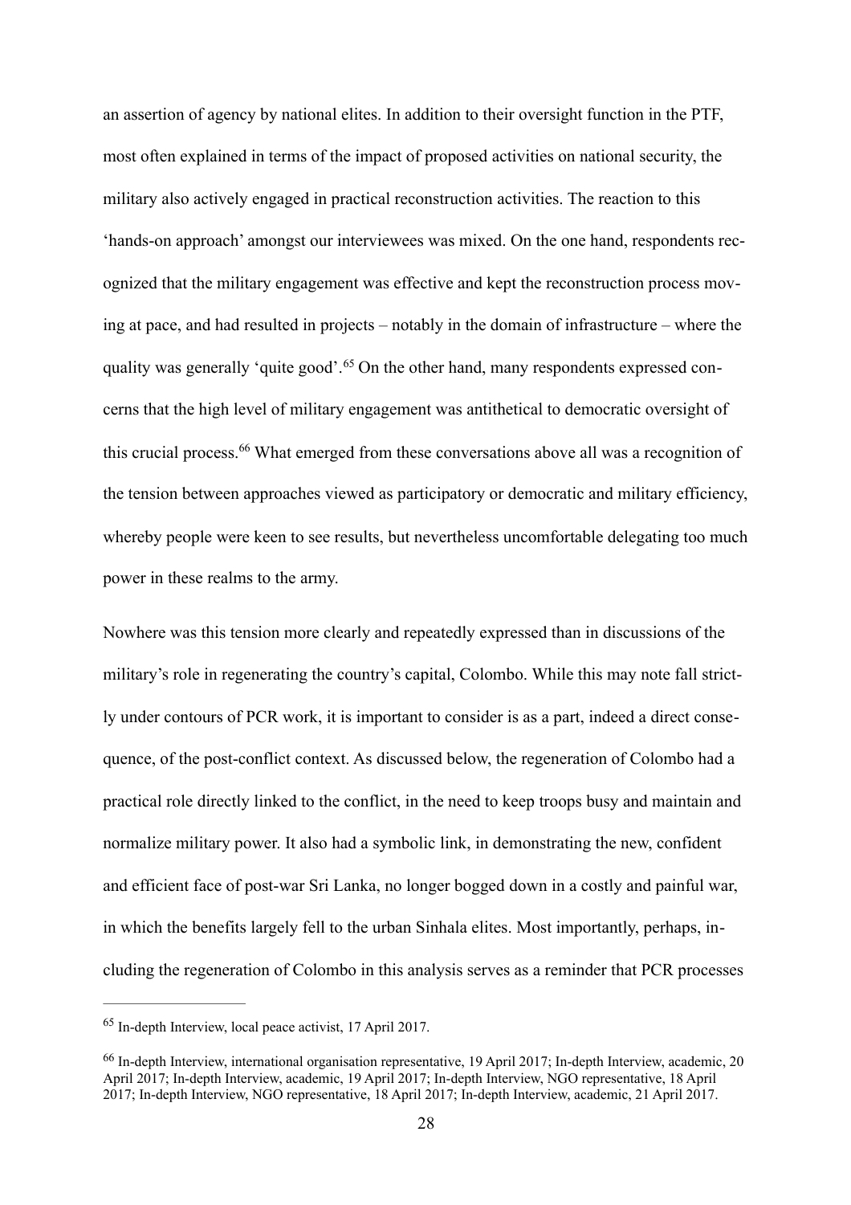an assertion of agency by national elites. In addition to their oversight function in the PTF, most often explained in terms of the impact of proposed activities on national security, the military also actively engaged in practical reconstruction activities. The reaction to this 'hands-on approach' amongst our interviewees was mixed. On the one hand, respondents recognized that the military engagement was effective and kept the reconstruction process moving at pace, and had resulted in projects – notably in the domain of infrastructure – where the quality was generally 'quite good'.[65] On the other hand, many respondents expressed concerns that the high level of military engagement was antithetical to democratic oversight of this crucial process.[66] What emerged from these conversations above all was a recognition of the tension between approaches viewed as participatory or democratic and military efficiency, whereby people were keen to see results, but nevertheless uncomfortable delegating too much power in these realms to the army.

Nowhere was this tension more clearly and repeatedly expressed than in discussions of the military's role in regenerating the country's capital, Colombo. While this may note fall strictly under contours of PCR work, it is important to consider is as a part, indeed a direct consequence, of the post-conflict context. As discussed below, the regeneration of Colombo had a practical role directly linked to the conflict, in the need to keep troops busy and maintain and normalize military power. It also had a symbolic link, in demonstrating the new, confident and efficient face of post-war Sri Lanka, no longer bogged down in a costly and painful war, in which the benefits largely fell to the urban Sinhala elites. Most importantly, perhaps, including the regeneration of Colombo in this analysis serves as a reminder that PCR processes

---

[65] In-depth Interview, local peace activist, 17 April 2017.

[66] In-depth Interview, international organisation representative, 19 April 2017; In-depth Interview, academic, 20 April 2017; In-depth Interview, academic, 19 April 2017; In-depth Interview, NGO representative, 18 April 2017; In-depth Interview, NGO representative, 18 April 2017; In-depth Interview, academic, 21 April 2017.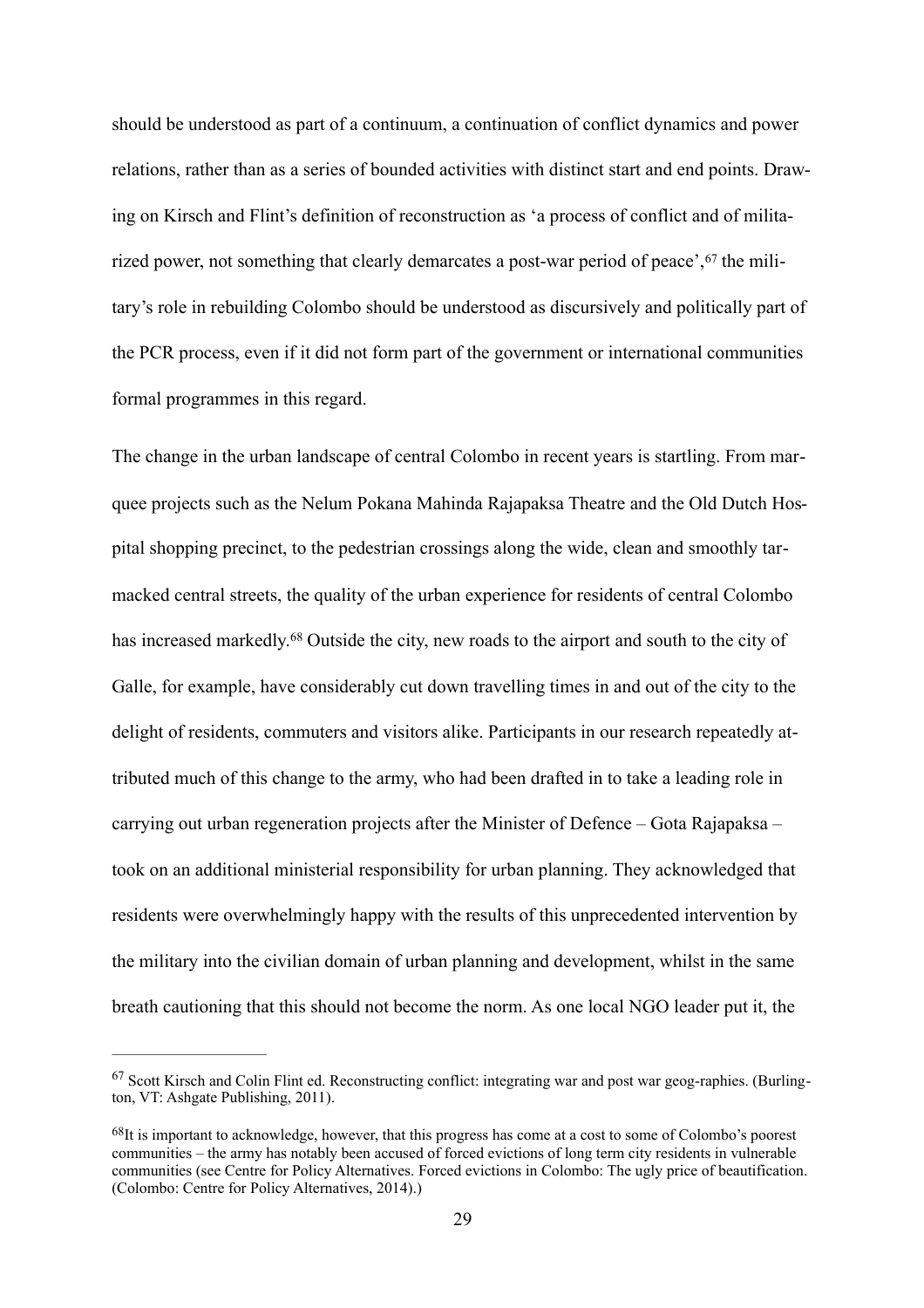should be understood as part of a continuum, a continuation of conflict dynamics and power relations, rather than as a series of bounded activities with distinct start and end points. Drawing on Kirsch and Flint's definition of reconstruction as 'a process of conflict and of militarized power, not something that clearly demarcates a post-war period of peace',[67] the military's role in rebuilding Colombo should be understood as discursively and politically part of the PCR process, even if it did not form part of the government or international communities formal programmes in this regard.

The change in the urban landscape of central Colombo in recent years is startling. From marquee projects such as the Nelum Pokana Mahinda Rajapaksa Theatre and the Old Dutch Hospital shopping precinct, to the pedestrian crossings along the wide, clean and smoothly tarmacked central streets, the quality of the urban experience for residents of central Colombo has increased markedly.[68] Outside the city, new roads to the airport and south to the city of Galle, for example, have considerably cut down travelling times in and out of the city to the delight of residents, commuters and visitors alike. Participants in our research repeatedly attributed much of this change to the army, who had been drafted in to take a leading role in carrying out urban regeneration projects after the Minister of Defence – Gota Rajapaksa – took on an additional ministerial responsibility for urban planning. They acknowledged that residents were overwhelmingly happy with the results of this unprecedented intervention by the military into the civilian domain of urban planning and development, whilst in the same breath cautioning that this should not become the norm. As one local NGO leader put it, the

---

[67] Scott Kirsch and Colin Flint ed. Reconstructing conflict: integrating war and post war geog-raphies. (Burlington, VT: Ashgate Publishing, 2011).

[68] It is important to acknowledge, however, that this progress has come at a cost to some of Colombo's poorest communities – the army has notably been accused of forced evictions of long term city residents in vulnerable communities (see Centre for Policy Alternatives. Forced evictions in Colombo: The ugly price of beautification. (Colombo: Centre for Policy Alternatives, 2014).)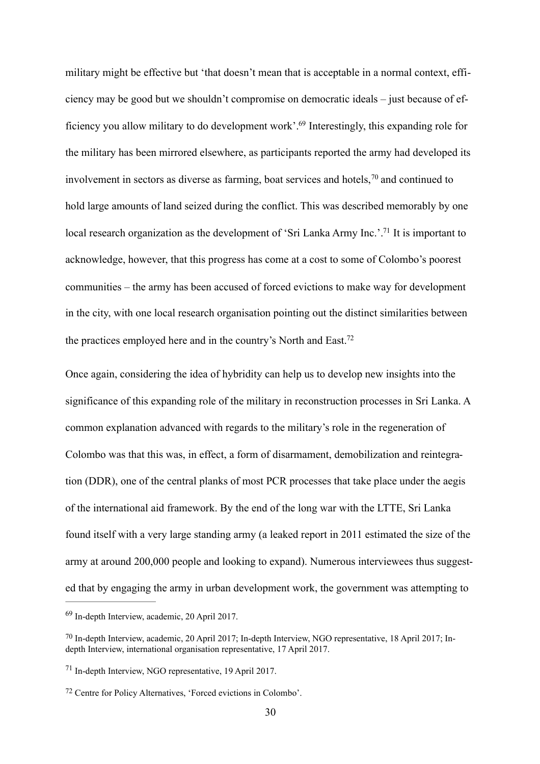military might be effective but 'that doesn't mean that is acceptable in a normal context, efficiency may be good but we shouldn't compromise on democratic ideals – just because of efficiency you allow military to do development work'.[69] Interestingly, this expanding role for the military has been mirrored elsewhere, as participants reported the army had developed its involvement in sectors as diverse as farming, boat services and hotels,[70] and continued to hold large amounts of land seized during the conflict. This was described memorably by one local research organization as the development of 'Sri Lanka Army Inc.'.[71] It is important to acknowledge, however, that this progress has come at a cost to some of Colombo's poorest communities – the army has been accused of forced evictions to make way for development in the city, with one local research organisation pointing out the distinct similarities between the practices employed here and in the country's North and East.[72]

Once again, considering the idea of hybridity can help us to develop new insights into the significance of this expanding role of the military in reconstruction processes in Sri Lanka. A common explanation advanced with regards to the military's role in the regeneration of Colombo was that this was, in effect, a form of disarmament, demobilization and reintegration (DDR), one of the central planks of most PCR processes that take place under the aegis of the international aid framework. By the end of the long war with the LTTE, Sri Lanka found itself with a very large standing army (a leaked report in 2011 estimated the size of the army at around 200,000 people and looking to expand). Numerous interviewees thus suggested that by engaging the army in urban development work, the government was attempting to

[69] In-depth Interview, academic, 20 April 2017.

[70] In-depth Interview, academic, 20 April 2017; In-depth Interview, NGO representative, 18 April 2017; In-depth Interview, international organisation representative, 17 April 2017.

[71] In-depth Interview, NGO representative, 19 April 2017.

[72] Centre for Policy Alternatives, 'Forced evictions in Colombo'.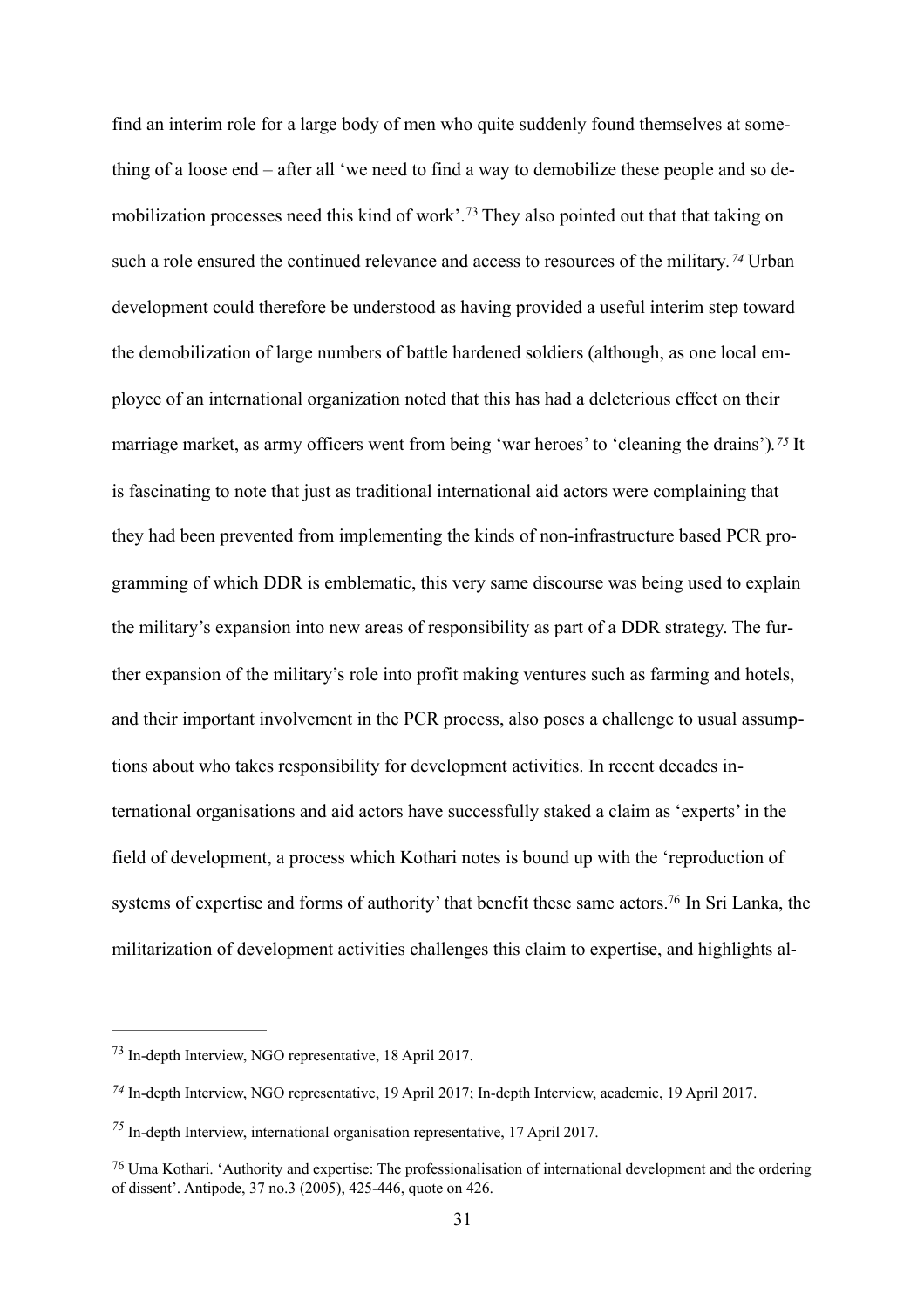find an interim role for a large body of men who quite suddenly found themselves at something of a loose end – after all 'we need to find a way to demobilize these people and so demobilization processes need this kind of work'.[73] They also pointed out that that taking on such a role ensured the continued relevance and access to resources of the military.[74] Urban development could therefore be understood as having provided a useful interim step toward the demobilization of large numbers of battle hardened soldiers (although, as one local employee of an international organization noted that this has had a deleterious effect on their marriage market, as army officers went from being 'war heroes' to 'cleaning the drains').[75] It is fascinating to note that just as traditional international aid actors were complaining that they had been prevented from implementing the kinds of non-infrastructure based PCR programming of which DDR is emblematic, this very same discourse was being used to explain the military's expansion into new areas of responsibility as part of a DDR strategy. The further expansion of the military's role into profit making ventures such as farming and hotels, and their important involvement in the PCR process, also poses a challenge to usual assumptions about who takes responsibility for development activities. In recent decades international organisations and aid actors have successfully staked a claim as 'experts' in the field of development, a process which Kothari notes is bound up with the 'reproduction of systems of expertise and forms of authority' that benefit these same actors.[76] In Sri Lanka, the militarization of development activities challenges this claim to expertise, and highlights al-

---

[73] In-depth Interview, NGO representative, 18 April 2017.

[74] In-depth Interview, NGO representative, 19 April 2017; In-depth Interview, academic, 19 April 2017.

[75] In-depth Interview, international organisation representative, 17 April 2017.

[76] Uma Kothari. 'Authority and expertise: The professionalisation of international development and the ordering of dissent'. Antipode, 37 no.3 (2005), 425-446, quote on 426.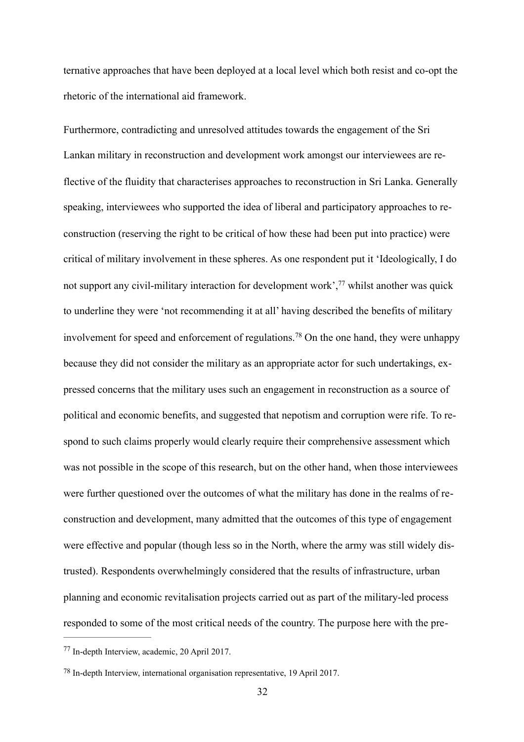ternative approaches that have been deployed at a local level which both resist and co-opt the rhetoric of the international aid framework.

Furthermore, contradicting and unresolved attitudes towards the engagement of the Sri Lankan military in reconstruction and development work amongst our interviewees are reflective of the fluidity that characterises approaches to reconstruction in Sri Lanka. Generally speaking, interviewees who supported the idea of liberal and participatory approaches to reconstruction (reserving the right to be critical of how these had been put into practice) were critical of military involvement in these spheres. As one respondent put it 'Ideologically, I do not support any civil-military interaction for development work',[77] whilst another was quick to underline they were 'not recommending it at all' having described the benefits of military involvement for speed and enforcement of regulations.[78] On the one hand, they were unhappy because they did not consider the military as an appropriate actor for such undertakings, expressed concerns that the military uses such an engagement in reconstruction as a source of political and economic benefits, and suggested that nepotism and corruption were rife. To respond to such claims properly would clearly require their comprehensive assessment which was not possible in the scope of this research, but on the other hand, when those interviewees were further questioned over the outcomes of what the military has done in the realms of reconstruction and development, many admitted that the outcomes of this type of engagement were effective and popular (though less so in the North, where the army was still widely distrusted). Respondents overwhelmingly considered that the results of infrastructure, urban planning and economic revitalisation projects carried out as part of the military-led process responded to some of the most critical needs of the country. The purpose here with the pre-

---

[77] In-depth Interview, academic, 20 April 2017.

[78] In-depth Interview, international organisation representative, 19 April 2017.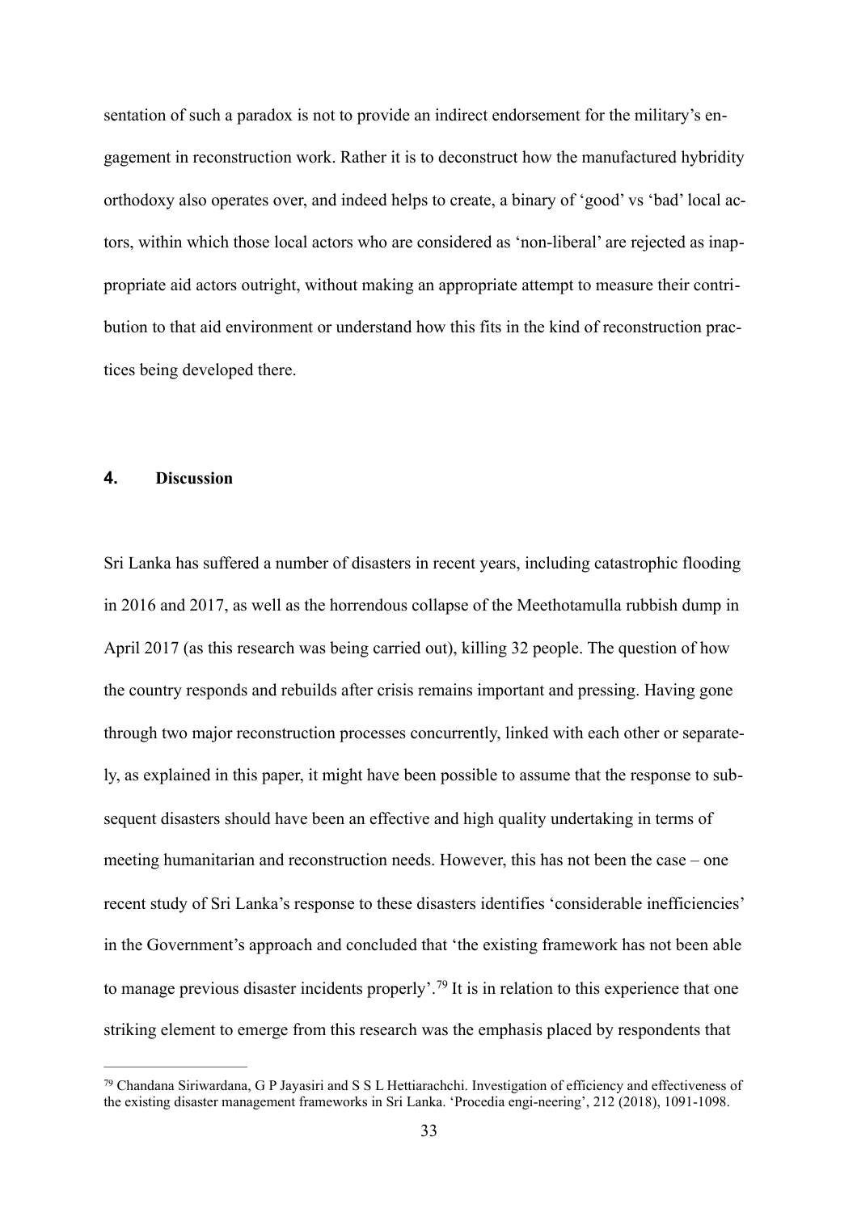sentation of such a paradox is not to provide an indirect endorsement for the military's engagement in reconstruction work. Rather it is to deconstruct how the manufactured hybridity orthodoxy also operates over, and indeed helps to create, a binary of 'good' vs 'bad' local actors, within which those local actors who are considered as 'non-liberal' are rejected as inappropriate aid actors outright, without making an appropriate attempt to measure their contribution to that aid environment or understand how this fits in the kind of reconstruction practices being developed there.

## 4. Discussion

Sri Lanka has suffered a number of disasters in recent years, including catastrophic flooding in 2016 and 2017, as well as the horrendous collapse of the Meethotamulla rubbish dump in April 2017 (as this research was being carried out), killing 32 people. The question of how the country responds and rebuilds after crisis remains important and pressing. Having gone through two major reconstruction processes concurrently, linked with each other or separately, as explained in this paper, it might have been possible to assume that the response to subsequent disasters should have been an effective and high quality undertaking in terms of meeting humanitarian and reconstruction needs. However, this has not been the case – one recent study of Sri Lanka's response to these disasters identifies 'considerable inefficiencies' in the Government's approach and concluded that 'the existing framework has not been able to manage previous disaster incidents properly'.[79] It is in relation to this experience that one striking element to emerge from this research was the emphasis placed by respondents that

---

[79] Chandana Siriwardana, G P Jayasiri and S S L Hettiarachchi. Investigation of efficiency and effectiveness of the existing disaster management frameworks in Sri Lanka. 'Procedia engi-neering', 212 (2018), 1091-1098.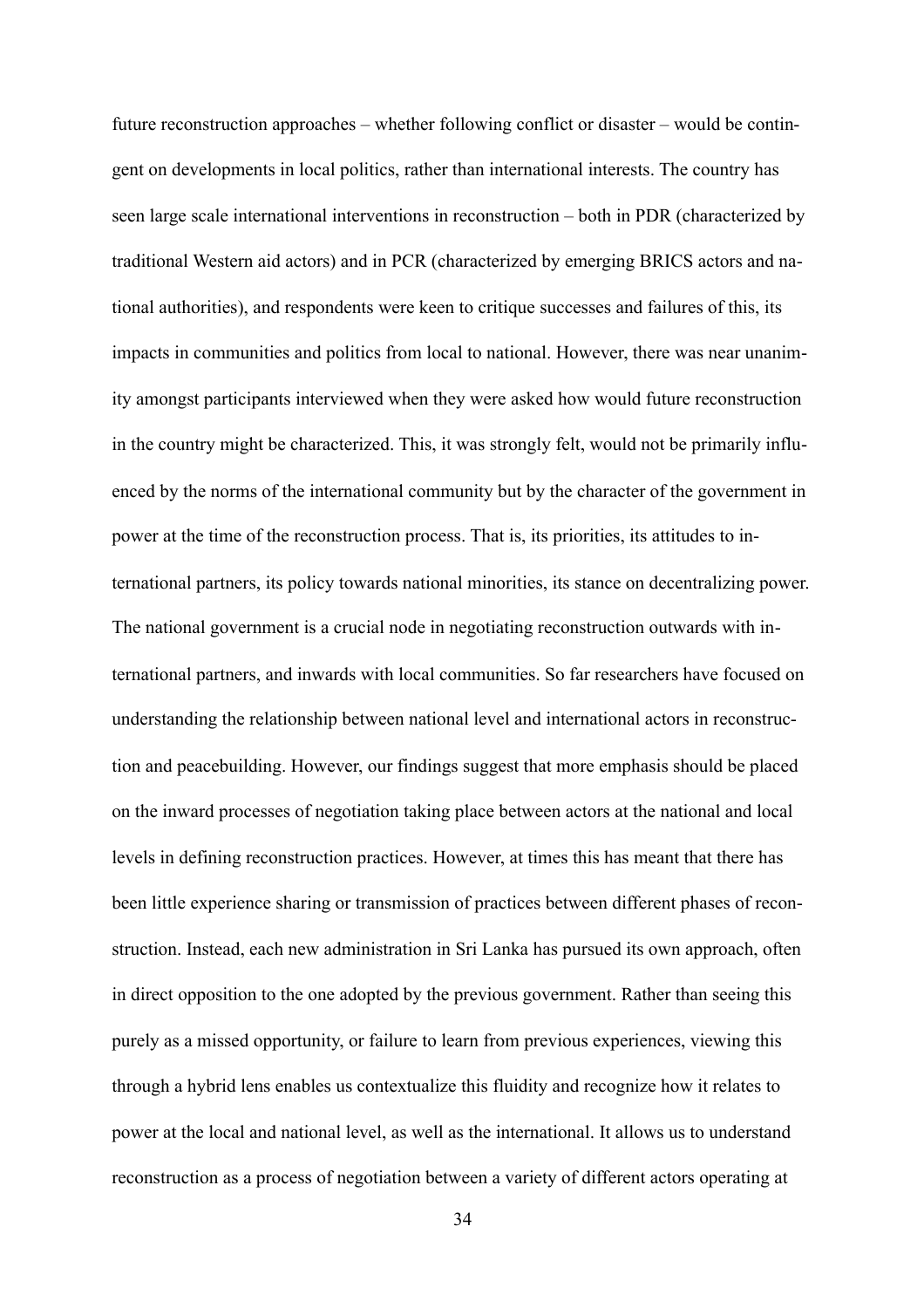future reconstruction approaches – whether following conflict or disaster – would be contingent on developments in local politics, rather than international interests. The country has seen large scale international interventions in reconstruction – both in PDR (characterized by traditional Western aid actors) and in PCR (characterized by emerging BRICS actors and national authorities), and respondents were keen to critique successes and failures of this, its impacts in communities and politics from local to national. However, there was near unanimity amongst participants interviewed when they were asked how would future reconstruction in the country might be characterized. This, it was strongly felt, would not be primarily influenced by the norms of the international community but by the character of the government in power at the time of the reconstruction process. That is, its priorities, its attitudes to international partners, its policy towards national minorities, its stance on decentralizing power. The national government is a crucial node in negotiating reconstruction outwards with international partners, and inwards with local communities. So far researchers have focused on understanding the relationship between national level and international actors in reconstruction and peacebuilding. However, our findings suggest that more emphasis should be placed on the inward processes of negotiation taking place between actors at the national and local levels in defining reconstruction practices. However, at times this has meant that there has been little experience sharing or transmission of practices between different phases of reconstruction. Instead, each new administration in Sri Lanka has pursued its own approach, often in direct opposition to the one adopted by the previous government. Rather than seeing this purely as a missed opportunity, or failure to learn from previous experiences, viewing this through a hybrid lens enables us contextualize this fluidity and recognize how it relates to power at the local and national level, as well as the international. It allows us to understand reconstruction as a process of negotiation between a variety of different actors operating at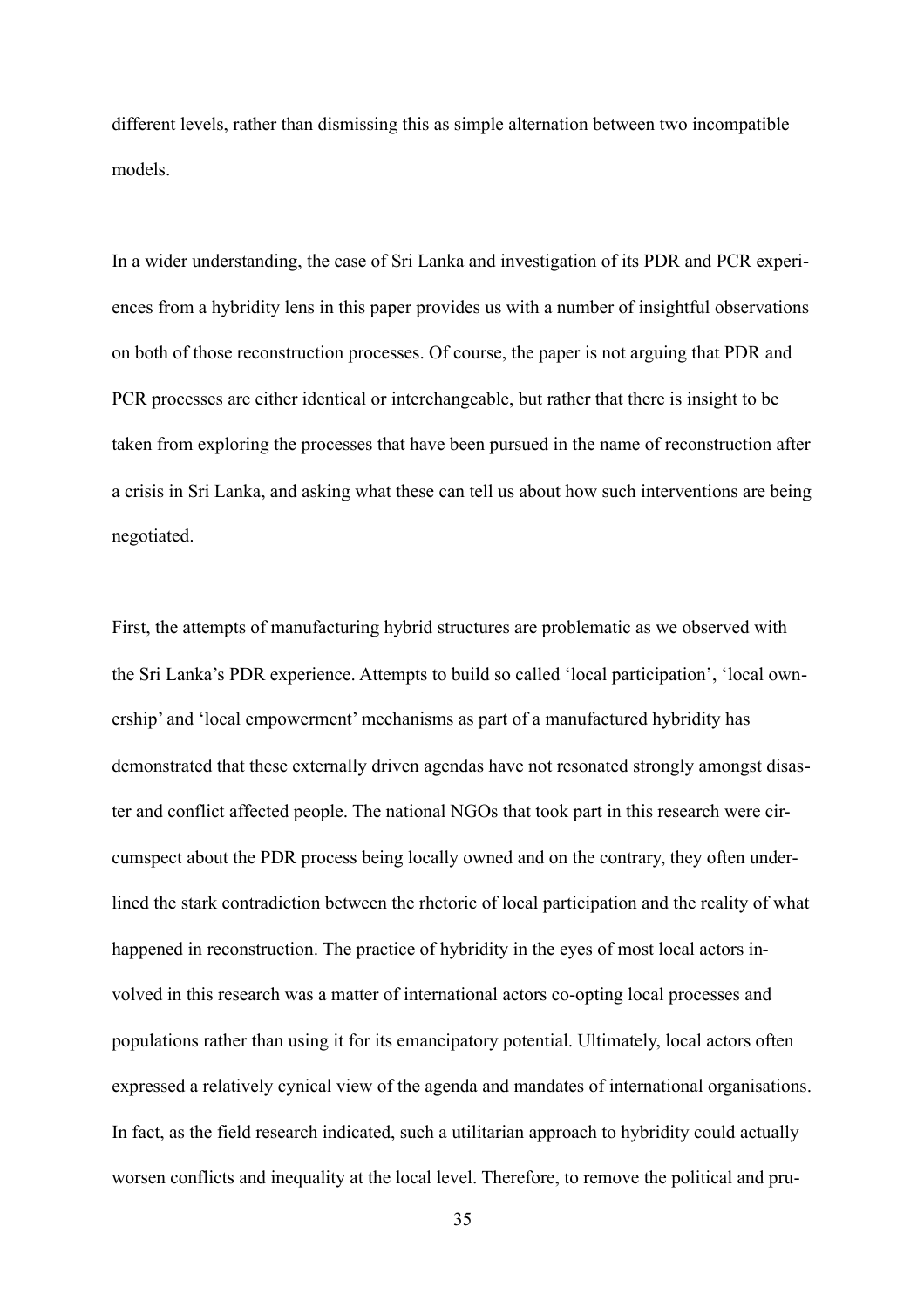different levels, rather than dismissing this as simple alternation between two incompatible models.

In a wider understanding, the case of Sri Lanka and investigation of its PDR and PCR experiences from a hybridity lens in this paper provides us with a number of insightful observations on both of those reconstruction processes. Of course, the paper is not arguing that PDR and PCR processes are either identical or interchangeable, but rather that there is insight to be taken from exploring the processes that have been pursued in the name of reconstruction after a crisis in Sri Lanka, and asking what these can tell us about how such interventions are being negotiated.

First, the attempts of manufacturing hybrid structures are problematic as we observed with the Sri Lanka's PDR experience. Attempts to build so called 'local participation', 'local ownership' and 'local empowerment' mechanisms as part of a manufactured hybridity has demonstrated that these externally driven agendas have not resonated strongly amongst disaster and conflict affected people. The national NGOs that took part in this research were circumspect about the PDR process being locally owned and on the contrary, they often underlined the stark contradiction between the rhetoric of local participation and the reality of what happened in reconstruction. The practice of hybridity in the eyes of most local actors involved in this research was a matter of international actors co-opting local processes and populations rather than using it for its emancipatory potential. Ultimately, local actors often expressed a relatively cynical view of the agenda and mandates of international organisations. In fact, as the field research indicated, such a utilitarian approach to hybridity could actually worsen conflicts and inequality at the local level. Therefore, to remove the political and pru-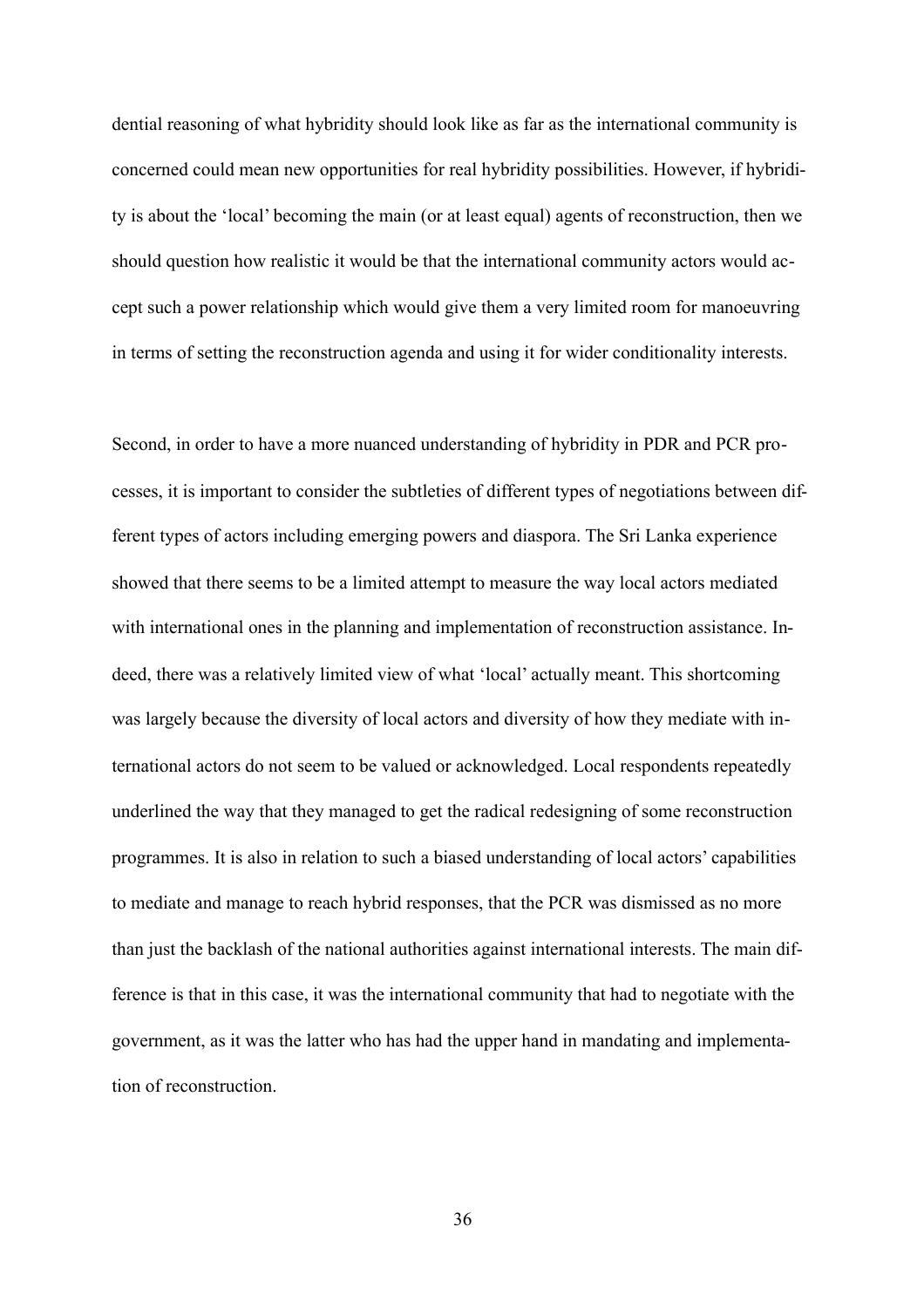dential reasoning of what hybridity should look like as far as the international community is concerned could mean new opportunities for real hybridity possibilities. However, if hybridity is about the 'local' becoming the main (or at least equal) agents of reconstruction, then we should question how realistic it would be that the international community actors would accept such a power relationship which would give them a very limited room for manoeuvring in terms of setting the reconstruction agenda and using it for wider conditionality interests.

Second, in order to have a more nuanced understanding of hybridity in PDR and PCR processes, it is important to consider the subtleties of different types of negotiations between different types of actors including emerging powers and diaspora. The Sri Lanka experience showed that there seems to be a limited attempt to measure the way local actors mediated with international ones in the planning and implementation of reconstruction assistance. Indeed, there was a relatively limited view of what 'local' actually meant. This shortcoming was largely because the diversity of local actors and diversity of how they mediate with international actors do not seem to be valued or acknowledged. Local respondents repeatedly underlined the way that they managed to get the radical redesigning of some reconstruction programmes. It is also in relation to such a biased understanding of local actors' capabilities to mediate and manage to reach hybrid responses, that the PCR was dismissed as no more than just the backlash of the national authorities against international interests. The main difference is that in this case, it was the international community that had to negotiate with the government, as it was the latter who has had the upper hand in mandating and implementation of reconstruction.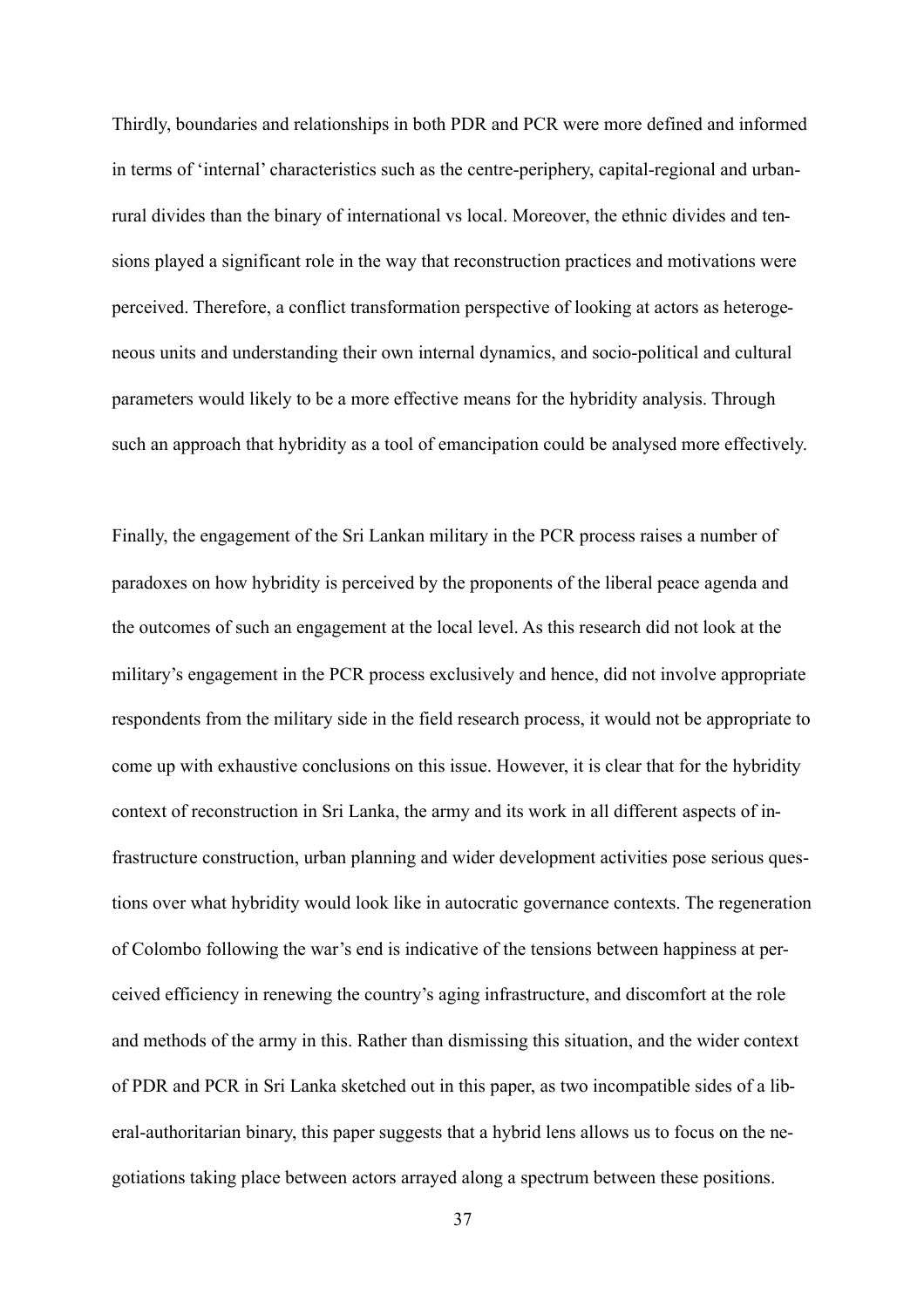Thirdly, boundaries and relationships in both PDR and PCR were more defined and informed in terms of 'internal' characteristics such as the centre-periphery, capital-regional and urban-rural divides than the binary of international vs local. Moreover, the ethnic divides and tensions played a significant role in the way that reconstruction practices and motivations were perceived. Therefore, a conflict transformation perspective of looking at actors as heterogeneous units and understanding their own internal dynamics, and socio-political and cultural parameters would likely to be a more effective means for the hybridity analysis. Through such an approach that hybridity as a tool of emancipation could be analysed more effectively.

Finally, the engagement of the Sri Lankan military in the PCR process raises a number of paradoxes on how hybridity is perceived by the proponents of the liberal peace agenda and the outcomes of such an engagement at the local level. As this research did not look at the military's engagement in the PCR process exclusively and hence, did not involve appropriate respondents from the military side in the field research process, it would not be appropriate to come up with exhaustive conclusions on this issue. However, it is clear that for the hybridity context of reconstruction in Sri Lanka, the army and its work in all different aspects of infrastructure construction, urban planning and wider development activities pose serious questions over what hybridity would look like in autocratic governance contexts. The regeneration of Colombo following the war's end is indicative of the tensions between happiness at perceived efficiency in renewing the country's aging infrastructure, and discomfort at the role and methods of the army in this. Rather than dismissing this situation, and the wider context of PDR and PCR in Sri Lanka sketched out in this paper, as two incompatible sides of a liberal-authoritarian binary, this paper suggests that a hybrid lens allows us to focus on the negotiations taking place between actors arrayed along a spectrum between these positions.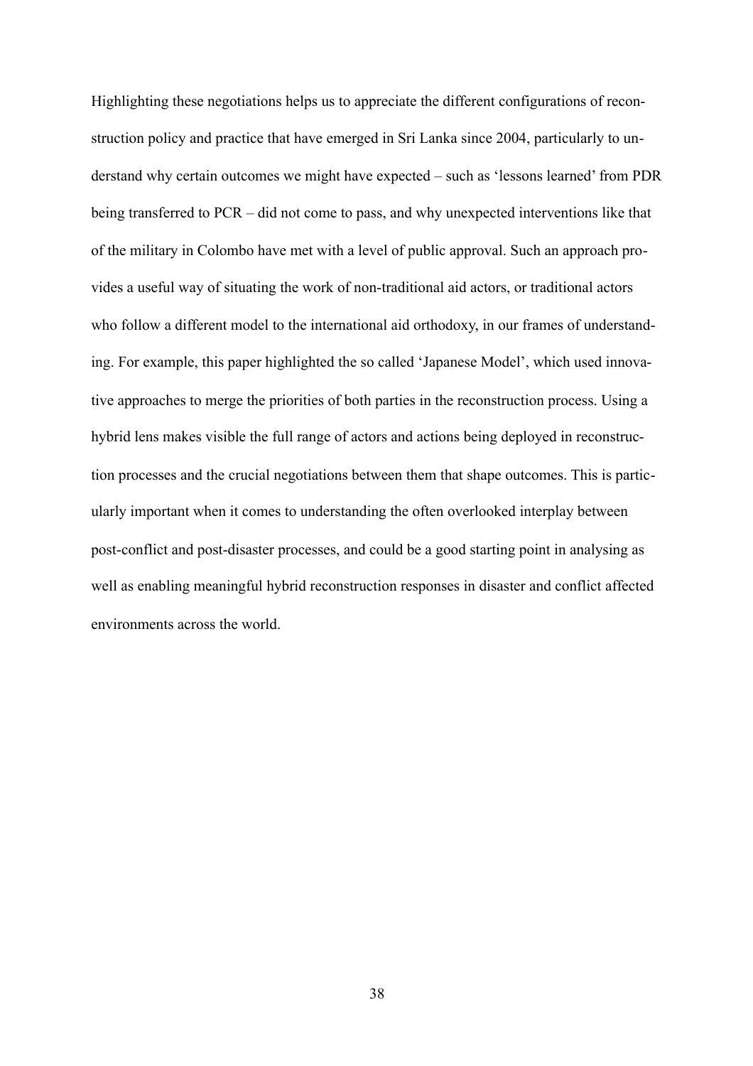Highlighting these negotiations helps us to appreciate the different configurations of reconstruction policy and practice that have emerged in Sri Lanka since 2004, particularly to understand why certain outcomes we might have expected – such as 'lessons learned' from PDR being transferred to PCR – did not come to pass, and why unexpected interventions like that of the military in Colombo have met with a level of public approval. Such an approach provides a useful way of situating the work of non-traditional aid actors, or traditional actors who follow a different model to the international aid orthodoxy, in our frames of understanding. For example, this paper highlighted the so called 'Japanese Model', which used innovative approaches to merge the priorities of both parties in the reconstruction process. Using a hybrid lens makes visible the full range of actors and actions being deployed in reconstruction processes and the crucial negotiations between them that shape outcomes. This is particularly important when it comes to understanding the often overlooked interplay between post-conflict and post-disaster processes, and could be a good starting point in analysing as well as enabling meaningful hybrid reconstruction responses in disaster and conflict affected environments across the world.